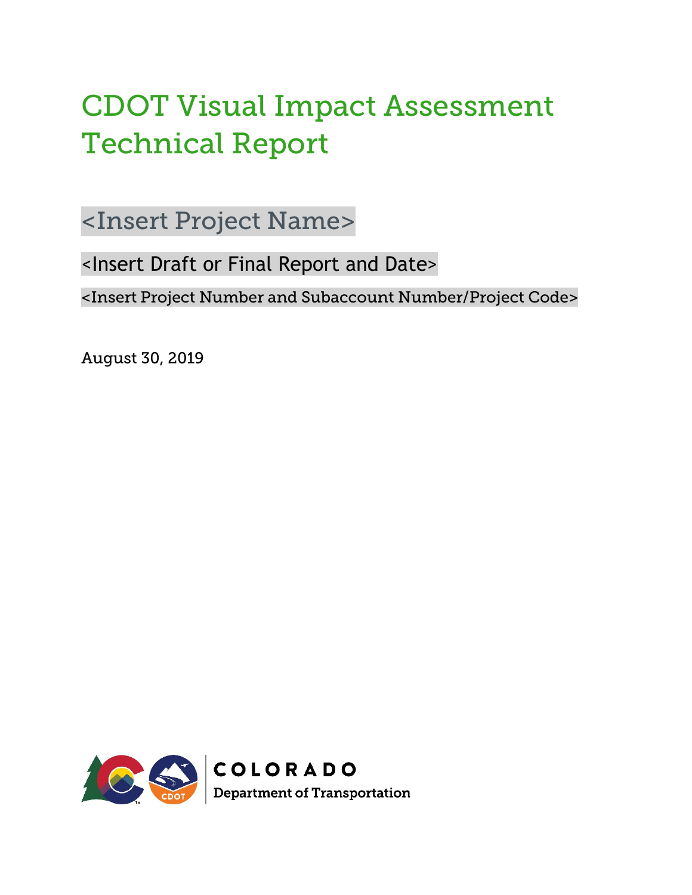# CDOT Visual Impact Assessment Technical Report

## <Insert Project Name>

<Insert Draft or Final Report and Date>

<Insert Project Number and Subaccount Number/Project Code>

August 30, 2019

COLORADO
Department of Transportation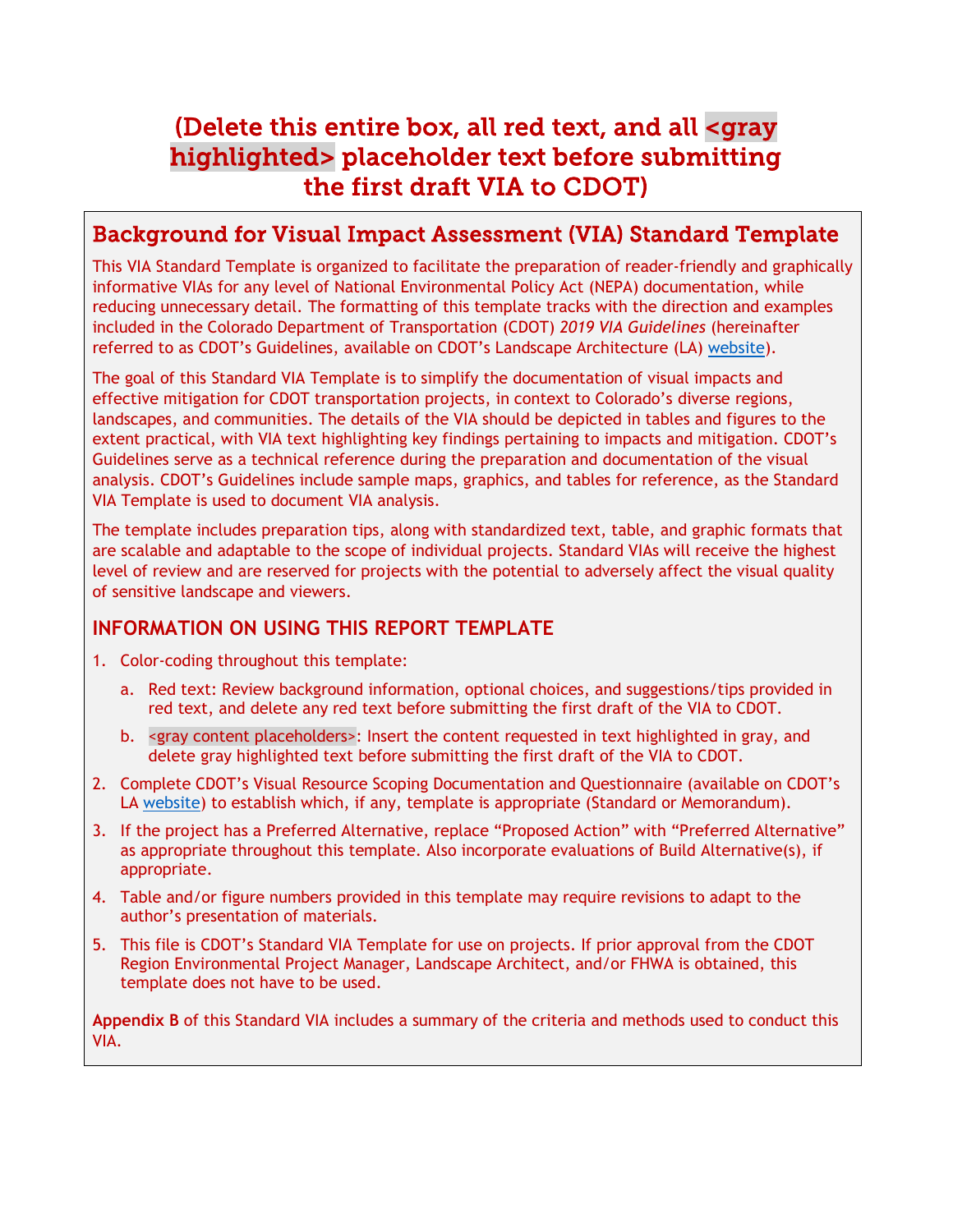# (Delete this entire box, all red text, and all <gray highlighted> placeholder text before submitting the first draft VIA to CDOT)

## Background for Visual Impact Assessment (VIA) Standard Template

This VIA Standard Template is organized to facilitate the preparation of reader-friendly and graphically informative VIAs for any level of National Environmental Policy Act (NEPA) documentation, while reducing unnecessary detail. The formatting of this template tracks with the direction and examples included in the Colorado Department of Transportation (CDOT) *2019 VIA Guidelines* (hereinafter referred to as CDOT's Guidelines, available on CDOT's Landscape Architecture (LA) website).

The goal of this Standard VIA Template is to simplify the documentation of visual impacts and effective mitigation for CDOT transportation projects, in context to Colorado's diverse regions, landscapes, and communities. The details of the VIA should be depicted in tables and figures to the extent practical, with VIA text highlighting key findings pertaining to impacts and mitigation. CDOT's Guidelines serve as a technical reference during the preparation and documentation of the visual analysis. CDOT's Guidelines include sample maps, graphics, and tables for reference, as the Standard VIA Template is used to document VIA analysis.

The template includes preparation tips, along with standardized text, table, and graphic formats that are scalable and adaptable to the scope of individual projects. Standard VIAs will receive the highest level of review and are reserved for projects with the potential to adversely affect the visual quality of sensitive landscape and viewers.

### INFORMATION ON USING THIS REPORT TEMPLATE

1. Color-coding throughout this template:
   a. Red text: Review background information, optional choices, and suggestions/tips provided in red text, and delete any red text before submitting the first draft of the VIA to CDOT.
   b. <gray content placeholders>: Insert the content requested in text highlighted in gray, and delete gray highlighted text before submitting the first draft of the VIA to CDOT.
2. Complete CDOT's Visual Resource Scoping Documentation and Questionnaire (available on CDOT's LA website) to establish which, if any, template is appropriate (Standard or Memorandum).
3. If the project has a Preferred Alternative, replace "Proposed Action" with "Preferred Alternative" as appropriate throughout this template. Also incorporate evaluations of Build Alternative(s), if appropriate.
4. Table and/or figure numbers provided in this template may require revisions to adapt to the author's presentation of materials.
5. This file is CDOT's Standard VIA Template for use on projects. If prior approval from the CDOT Region Environmental Project Manager, Landscape Architect, and/or FHWA is obtained, this template does not have to be used.

**Appendix B** of this Standard VIA includes a summary of the criteria and methods used to conduct this VIA.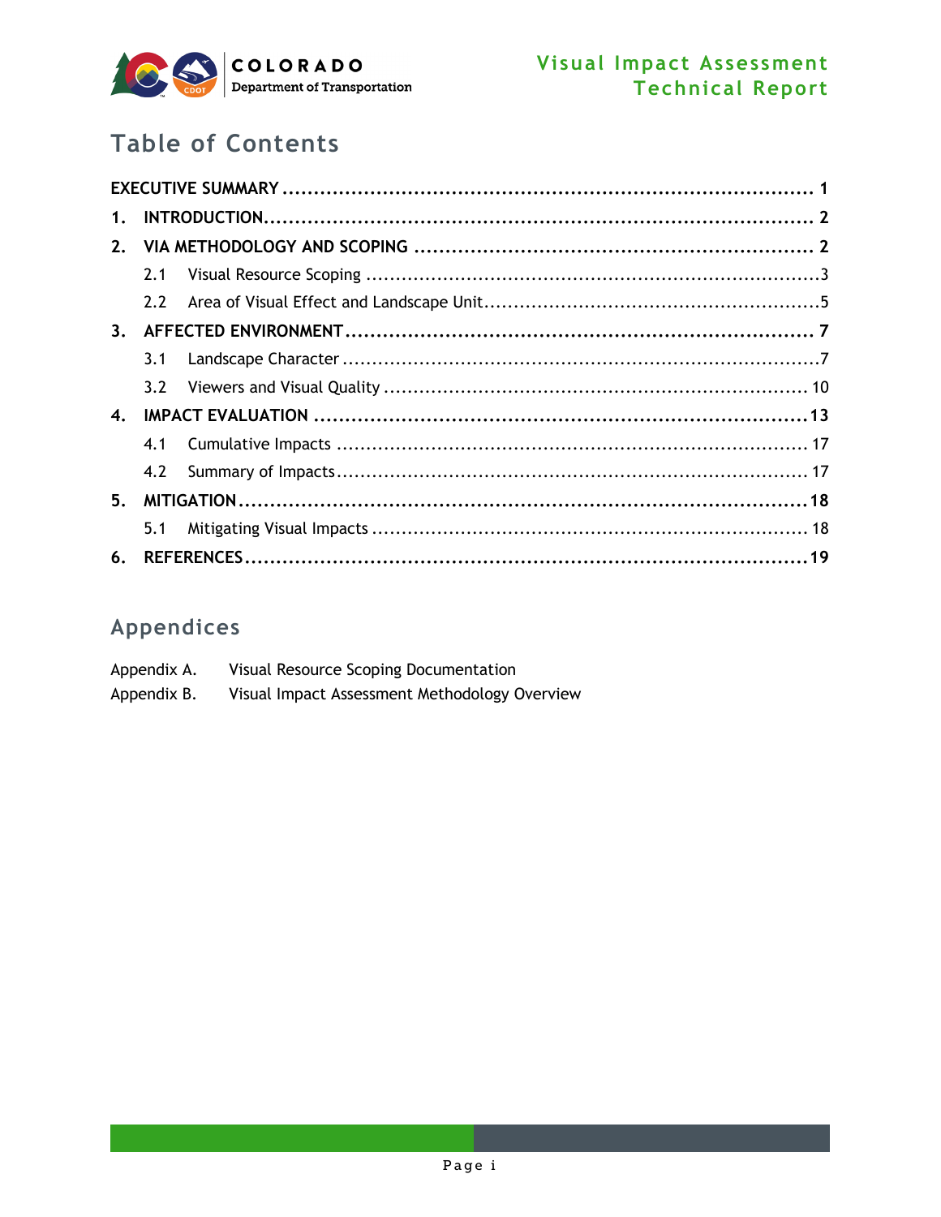# Table of Contents

| | |
|---|---|
| **EXECUTIVE SUMMARY** | **1** |
| **1. INTRODUCTION** | **2** |
| **2. VIA METHODOLOGY AND SCOPING** | **2** |
| 2.1 Visual Resource Scoping | 3 |
| 2.2 Area of Visual Effect and Landscape Unit | 5 |
| **3. AFFECTED ENVIRONMENT** | **7** |
| 3.1 Landscape Character | 7 |
| 3.2 Viewers and Visual Quality | 10 |
| **4. IMPACT EVALUATION** | **13** |
| 4.1 Cumulative Impacts | 17 |
| 4.2 Summary of Impacts | 17 |
| **5. MITIGATION** | **18** |
| 5.1 Mitigating Visual Impacts | 18 |
| **6. REFERENCES** | **19** |

## Appendices

Appendix A. Visual Resource Scoping Documentation

Appendix B. Visual Impact Assessment Methodology Overview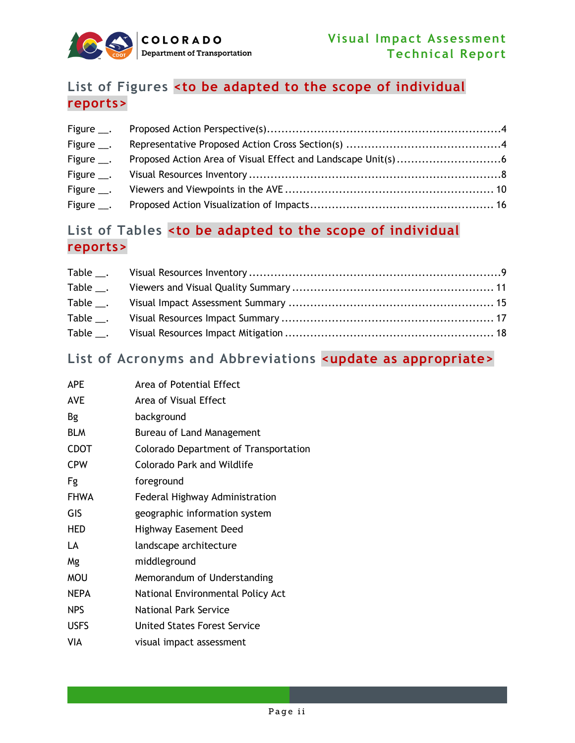## List of Figures <to be adapted to the scope of individual reports>

Figure __. Proposed Action Perspective(s) ............................................................ 4
Figure __. Representative Proposed Action Cross Section(s) ........................................ 4
Figure __. Proposed Action Area of Visual Effect and Landscape Unit(s) ............................ 6
Figure __. Visual Resources Inventory ..................................................................... 8
Figure __. Viewers and Viewpoints in the AVE ........................................................ 10
Figure __. Proposed Action Visualization of Impacts ................................................. 16

## List of Tables <to be adapted to the scope of individual reports>

Table __. Visual Resources Inventory ....................................................................... 9
Table __. Viewers and Visual Quality Summary ....................................................... 11
Table __. Visual Impact Assessment Summary ......................................................... 15
Table __. Visual Resources Impact Summary .......................................................... 17
Table __. Visual Resources Impact Mitigation ......................................................... 18

## List of Acronyms and Abbreviations <update as appropriate>

| | |
|---|---|
| APE | Area of Potential Effect |
| AVE | Area of Visual Effect |
| Bg | background |
| BLM | Bureau of Land Management |
| CDOT | Colorado Department of Transportation |
| CPW | Colorado Park and Wildlife |
| Fg | foreground |
| FHWA | Federal Highway Administration |
| GIS | geographic information system |
| HED | Highway Easement Deed |
| LA | landscape architecture |
| Mg | middleground |
| MOU | Memorandum of Understanding |
| NEPA | National Environmental Policy Act |
| NPS | National Park Service |
| USFS | United States Forest Service |
| VIA | visual impact assessment |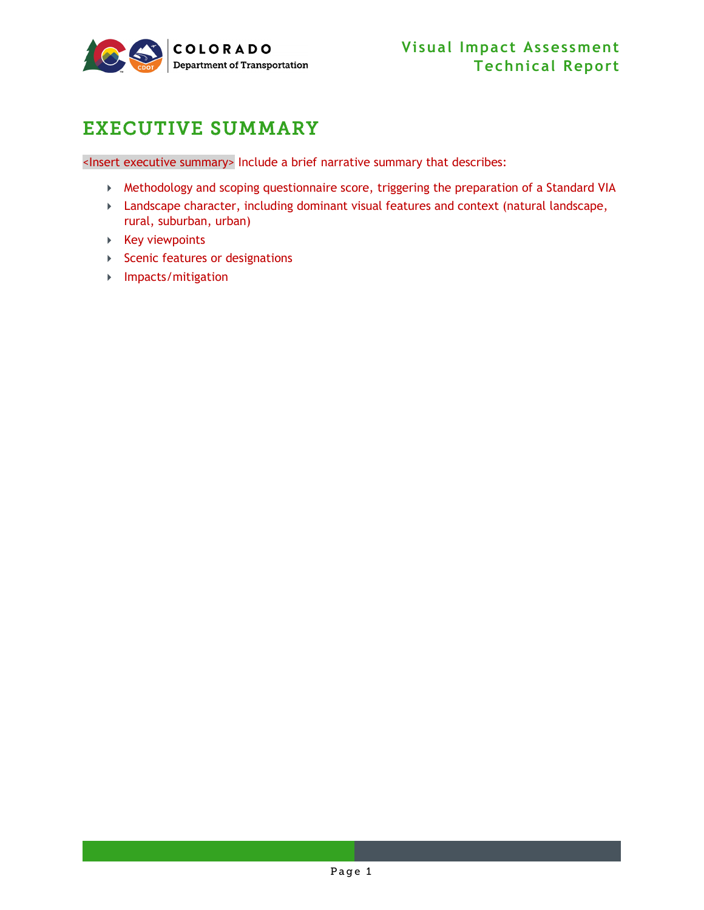# EXECUTIVE SUMMARY

<Insert executive summary> Include a brief narrative summary that describes:

- Methodology and scoping questionnaire score, triggering the preparation of a Standard VIA
- Landscape character, including dominant visual features and context (natural landscape, rural, suburban, urban)
- Key viewpoints
- Scenic features or designations
- Impacts/mitigation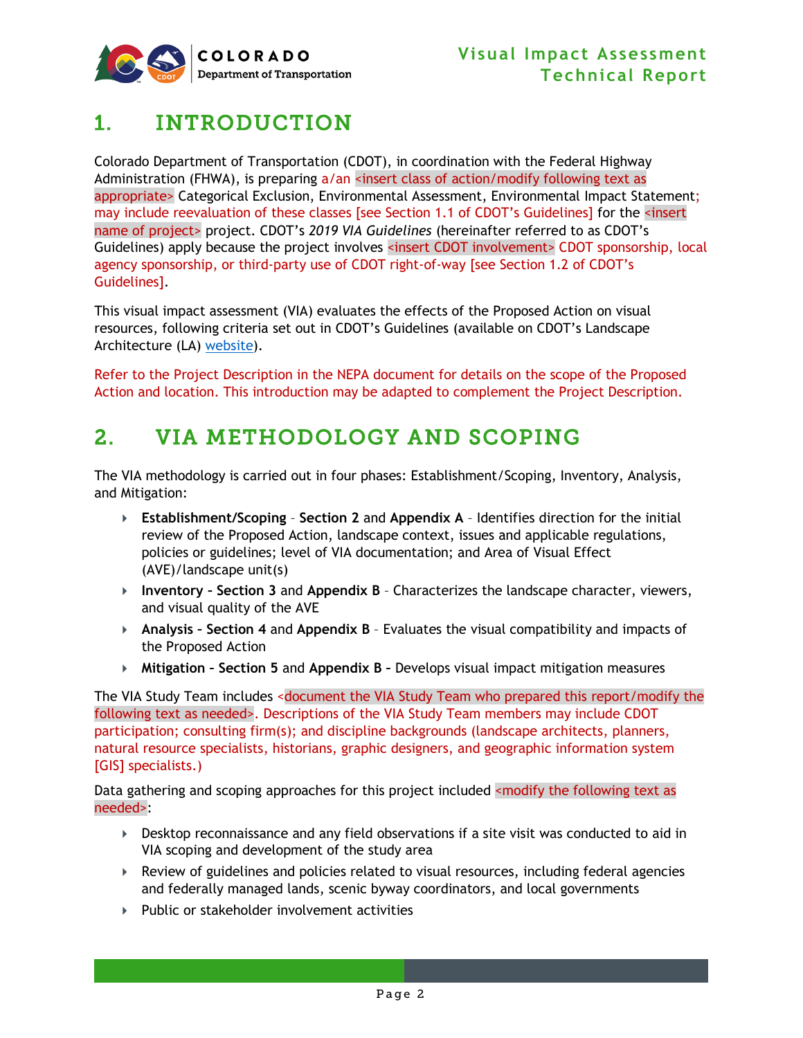# 1. INTRODUCTION

Colorado Department of Transportation (CDOT), in coordination with the Federal Highway Administration (FHWA), is preparing a/an <insert class of action/modify following text as appropriate> Categorical Exclusion, Environmental Assessment, Environmental Impact Statement; may include reevaluation of these classes [see Section 1.1 of CDOT's Guidelines] for the <insert name of project> project. CDOT's *2019 VIA Guidelines* (hereinafter referred to as CDOT's Guidelines) apply because the project involves <insert CDOT involvement> CDOT sponsorship, local agency sponsorship, or third-party use of CDOT right-of-way [see Section 1.2 of CDOT's Guidelines].

This visual impact assessment (VIA) evaluates the effects of the Proposed Action on visual resources, following criteria set out in CDOT's Guidelines (available on CDOT's Landscape Architecture (LA) website).

Refer to the Project Description in the NEPA document for details on the scope of the Proposed Action and location. This introduction may be adapted to complement the Project Description.

# 2. VIA METHODOLOGY AND SCOPING

The VIA methodology is carried out in four phases: Establishment/Scoping, Inventory, Analysis, and Mitigation:

- **Establishment/Scoping** – **Section 2** and **Appendix A** – Identifies direction for the initial review of the Proposed Action, landscape context, issues and applicable regulations, policies or guidelines; level of VIA documentation; and Area of Visual Effect (AVE)/landscape unit(s)
- **Inventory – Section 3** and **Appendix B** – Characterizes the landscape character, viewers, and visual quality of the AVE
- **Analysis – Section 4** and **Appendix B** – Evaluates the visual compatibility and impacts of the Proposed Action
- **Mitigation – Section 5** and **Appendix B –** Develops visual impact mitigation measures

The VIA Study Team includes <document the VIA Study Team who prepared this report/modify the following text as needed>. Descriptions of the VIA Study Team members may include CDOT participation; consulting firm(s); and discipline backgrounds (landscape architects, planners, natural resource specialists, historians, graphic designers, and geographic information system [GIS] specialists.)

Data gathering and scoping approaches for this project included <modify the following text as needed>:

- Desktop reconnaissance and any field observations if a site visit was conducted to aid in VIA scoping and development of the study area
- Review of guidelines and policies related to visual resources, including federal agencies and federally managed lands, scenic byway coordinators, and local governments
- Public or stakeholder involvement activities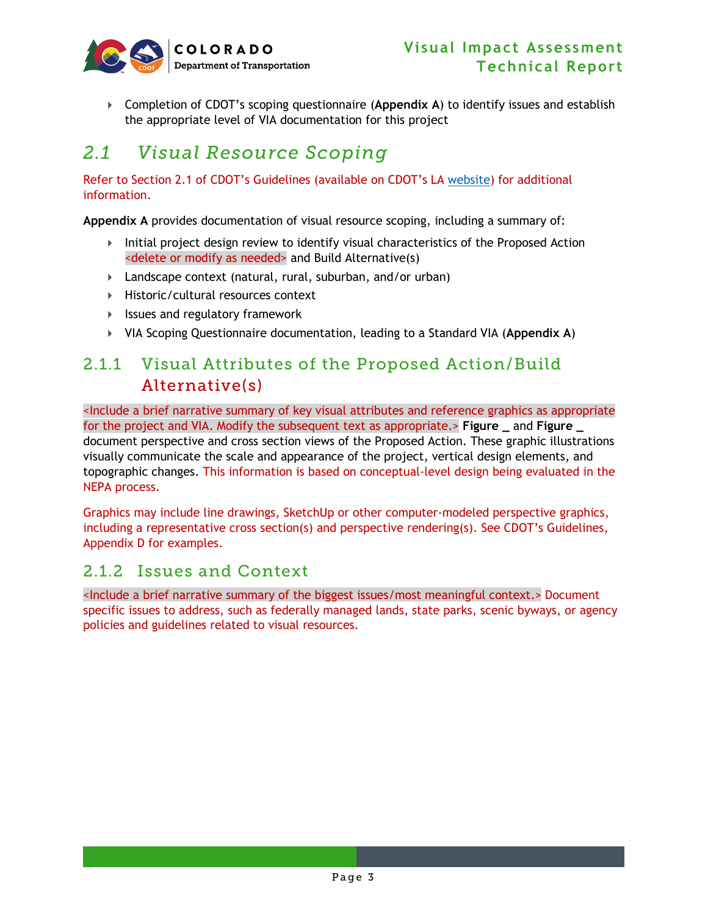- Completion of CDOT's scoping questionnaire (**Appendix A**) to identify issues and establish the appropriate level of VIA documentation for this project

## 2.1 Visual Resource Scoping

Refer to Section 2.1 of CDOT's Guidelines (available on CDOT's LA website) for additional information.

**Appendix A** provides documentation of visual resource scoping, including a summary of:

- Initial project design review to identify visual characteristics of the Proposed Action <delete or modify as needed> and Build Alternative(s)
- Landscape context (natural, rural, suburban, and/or urban)
- Historic/cultural resources context
- Issues and regulatory framework
- VIA Scoping Questionnaire documentation, leading to a Standard VIA (**Appendix A**)

### 2.1.1 Visual Attributes of the Proposed Action/Build Alternative(s)

<Include a brief narrative summary of key visual attributes and reference graphics as appropriate for the project and VIA. Modify the subsequent text as appropriate.> **Figure _** and **Figure _** document perspective and cross section views of the Proposed Action. These graphic illustrations visually communicate the scale and appearance of the project, vertical design elements, and topographic changes. This information is based on conceptual-level design being evaluated in the NEPA process.

Graphics may include line drawings, SketchUp or other computer-modeled perspective graphics, including a representative cross section(s) and perspective rendering(s). See CDOT's Guidelines, Appendix D for examples.

### 2.1.2 Issues and Context

<Include a brief narrative summary of the biggest issues/most meaningful context.> Document specific issues to address, such as federally managed lands, state parks, scenic byways, or agency policies and guidelines related to visual resources.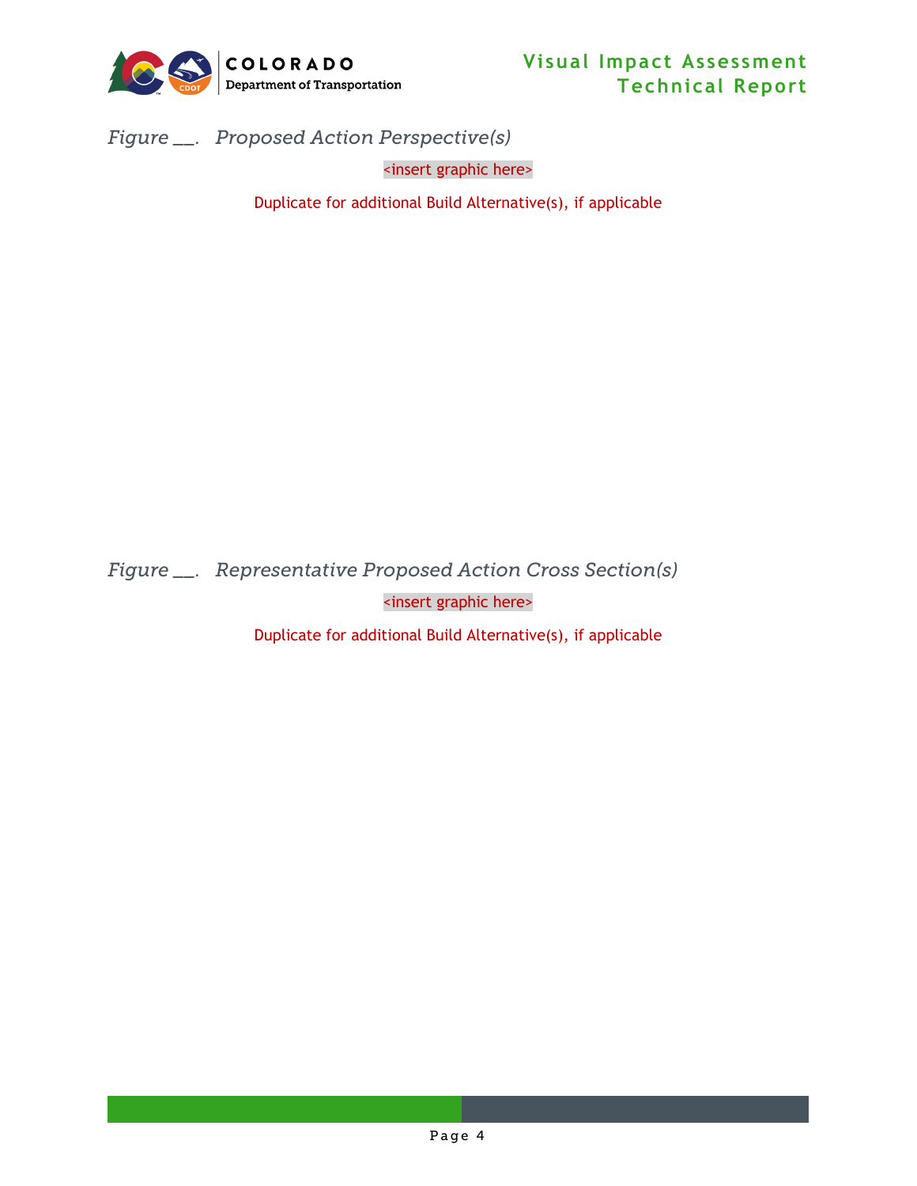*Figure __. Proposed Action Perspective(s)*

<insert graphic here>

Duplicate for additional Build Alternative(s), if applicable

*Figure __. Representative Proposed Action Cross Section(s)*

<insert graphic here>

Duplicate for additional Build Alternative(s), if applicable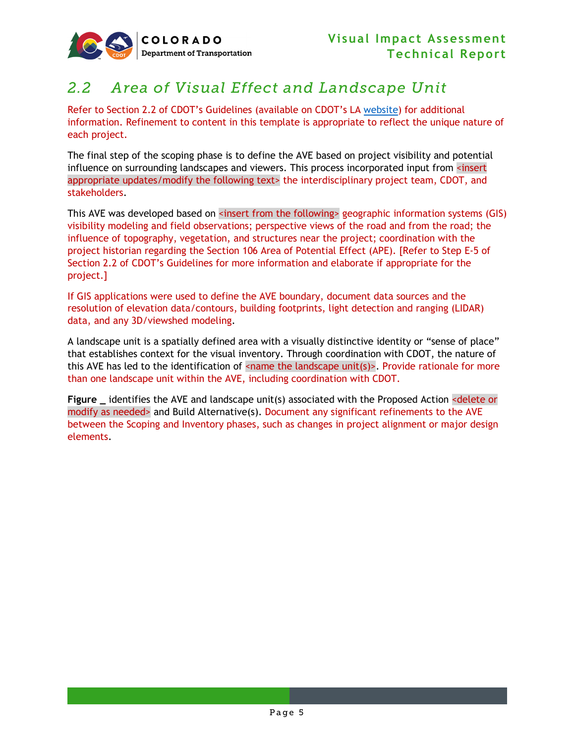## 2.2 Area of Visual Effect and Landscape Unit

Refer to Section 2.2 of CDOT's Guidelines (available on CDOT's LA website) for additional information. Refinement to content in this template is appropriate to reflect the unique nature of each project.

The final step of the scoping phase is to define the AVE based on project visibility and potential influence on surrounding landscapes and viewers. This process incorporated input from <insert appropriate updates/modify the following text> the interdisciplinary project team, CDOT, and stakeholders.

This AVE was developed based on <insert from the following> geographic information systems (GIS) visibility modeling and field observations; perspective views of the road and from the road; the influence of topography, vegetation, and structures near the project; coordination with the project historian regarding the Section 106 Area of Potential Effect (APE). [Refer to Step E-5 of Section 2.2 of CDOT's Guidelines for more information and elaborate if appropriate for the project.]

If GIS applications were used to define the AVE boundary, document data sources and the resolution of elevation data/contours, building footprints, light detection and ranging (LIDAR) data, and any 3D/viewshed modeling.

A landscape unit is a spatially defined area with a visually distinctive identity or "sense of place" that establishes context for the visual inventory. Through coordination with CDOT, the nature of this AVE has led to the identification of <name the landscape unit(s)>. Provide rationale for more than one landscape unit within the AVE, including coordination with CDOT.

**Figure _** identifies the AVE and landscape unit(s) associated with the Proposed Action <delete or modify as needed> and Build Alternative(s). Document any significant refinements to the AVE between the Scoping and Inventory phases, such as changes in project alignment or major design elements.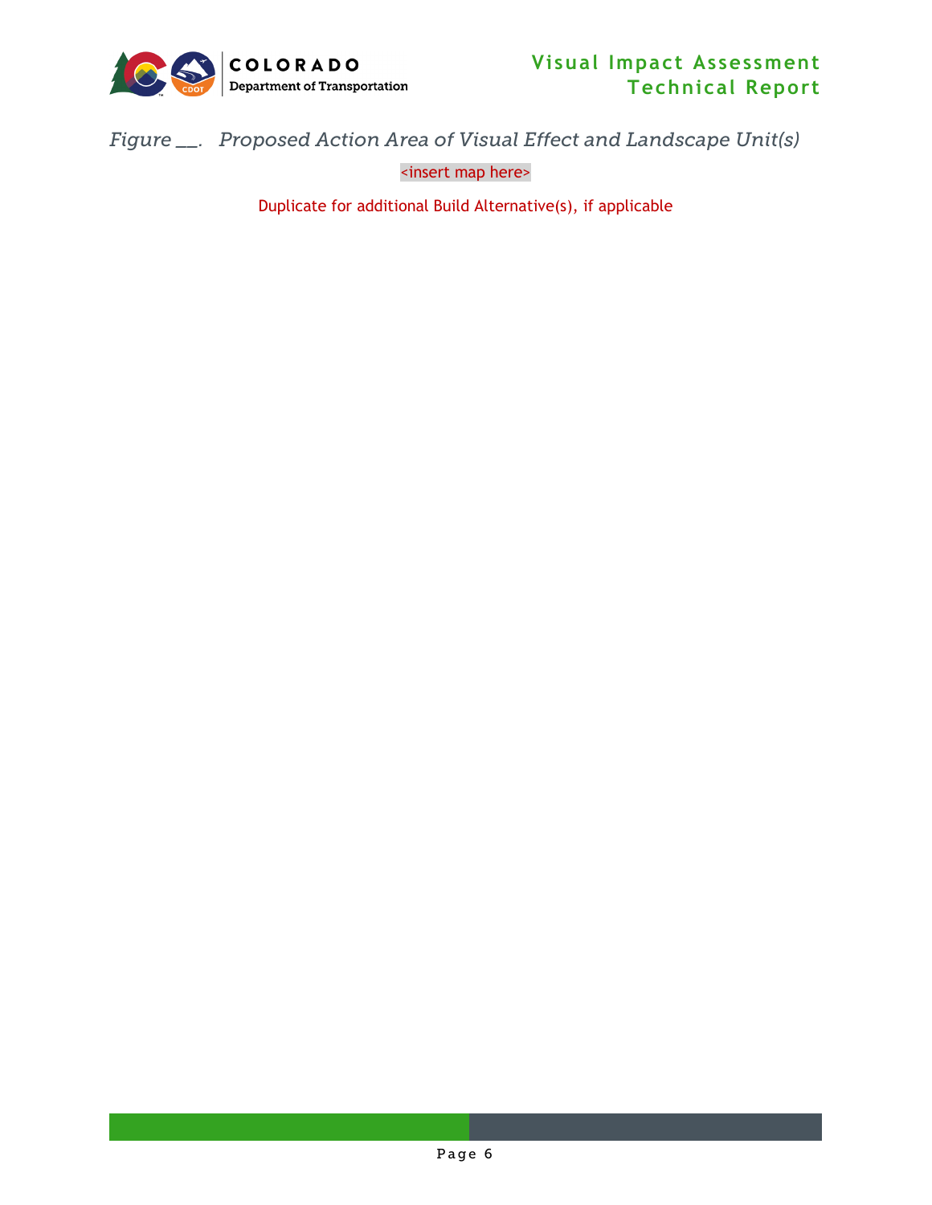*Figure __.   Proposed Action Area of Visual Effect and Landscape Unit(s)*

<insert map here>

Duplicate for additional Build Alternative(s), if applicable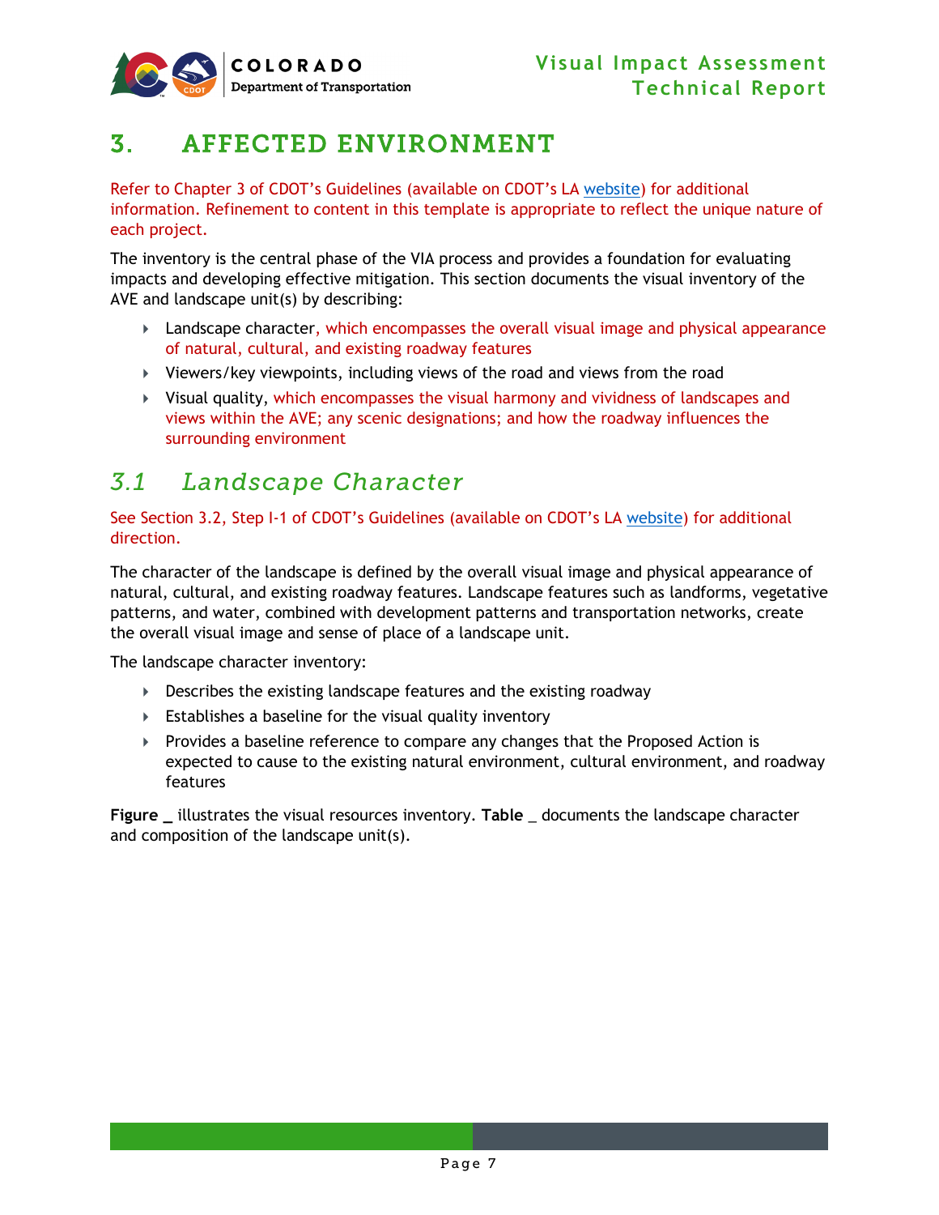# 3. AFFECTED ENVIRONMENT

Refer to Chapter 3 of CDOT's Guidelines (available on CDOT's LA website) for additional information. Refinement to content in this template is appropriate to reflect the unique nature of each project.

The inventory is the central phase of the VIA process and provides a foundation for evaluating impacts and developing effective mitigation. This section documents the visual inventory of the AVE and landscape unit(s) by describing:

- Landscape character, which encompasses the overall visual image and physical appearance of natural, cultural, and existing roadway features
- Viewers/key viewpoints, including views of the road and views from the road
- Visual quality, which encompasses the visual harmony and vividness of landscapes and views within the AVE; any scenic designations; and how the roadway influences the surrounding environment

## *3.1 Landscape Character*

See Section 3.2, Step I-1 of CDOT's Guidelines (available on CDOT's LA website) for additional direction.

The character of the landscape is defined by the overall visual image and physical appearance of natural, cultural, and existing roadway features. Landscape features such as landforms, vegetative patterns, and water, combined with development patterns and transportation networks, create the overall visual image and sense of place of a landscape unit.

The landscape character inventory:

- Describes the existing landscape features and the existing roadway
- Establishes a baseline for the visual quality inventory
- Provides a baseline reference to compare any changes that the Proposed Action is expected to cause to the existing natural environment, cultural environment, and roadway features

**Figure _** illustrates the visual resources inventory. **Table** _ documents the landscape character and composition of the landscape unit(s).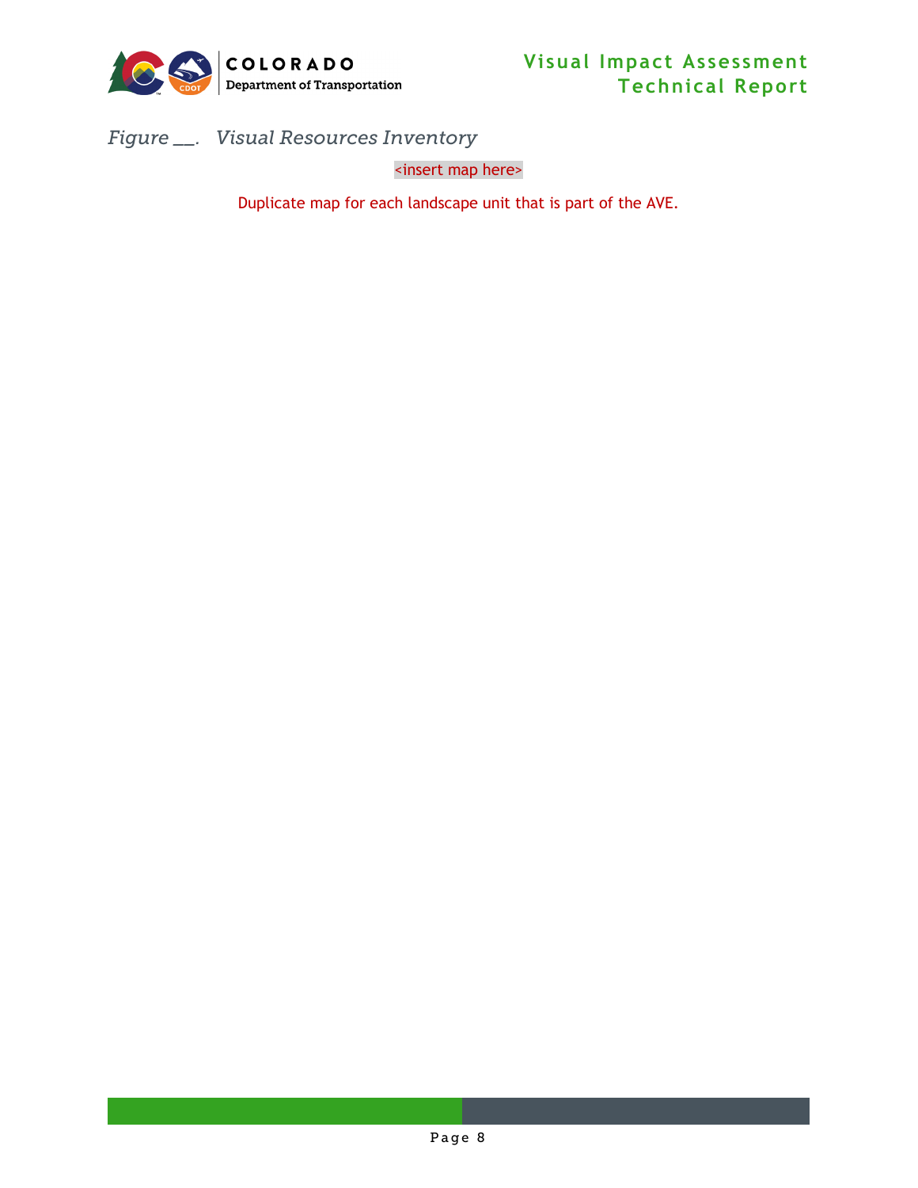*Figure __. Visual Resources Inventory*

<insert map here>

Duplicate map for each landscape unit that is part of the AVE.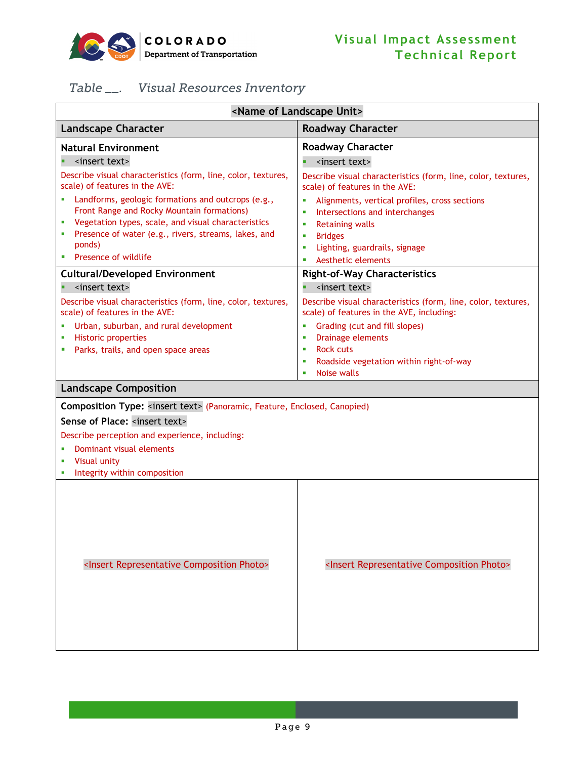*Table __. Visual Resources Inventory*

<table>
<tr><th colspan="2">&lt;Name of Landscape Unit&gt;</th></tr>
<tr><th>Landscape Character</th><th>Roadway Character</th></tr>
<tr>
<td>
<b>Natural Environment</b><br>
▪ &lt;insert text&gt;<br>
Describe visual characteristics (form, line, color, textures, scale) of features in the AVE:<br>
▪ Landforms, geologic formations and outcrops (e.g., Front Range and Rocky Mountain formations)<br>
▪ Vegetation types, scale, and visual characteristics<br>
▪ Presence of water (e.g., rivers, streams, lakes, and ponds)<br>
▪ Presence of wildlife
</td>
<td>
<b>Roadway Character</b><br>
▪ &lt;insert text&gt;<br>
Describe visual characteristics (form, line, color, textures, scale) of features in the AVE:<br>
▪ Alignments, vertical profiles, cross sections<br>
▪ Intersections and interchanges<br>
▪ Retaining walls<br>
▪ Bridges<br>
▪ Lighting, guardrails, signage<br>
▪ Aesthetic elements
</td>
</tr>
<tr>
<td>
<b>Cultural/Developed Environment</b><br>
▪ &lt;insert text&gt;<br>
Describe visual characteristics (form, line, color, textures, scale) of features in the AVE:<br>
▪ Urban, suburban, and rural development<br>
▪ Historic properties<br>
▪ Parks, trails, and open space areas
</td>
<td>
<b>Right-of-Way Characteristics</b><br>
▪ &lt;insert text&gt;<br>
Describe visual characteristics (form, line, color, textures, scale) of features in the AVE, including:<br>
▪ Grading (cut and fill slopes)<br>
▪ Drainage elements<br>
▪ Rock cuts<br>
▪ Roadside vegetation within right-of-way<br>
▪ Noise walls
</td>
</tr>
<tr><th colspan="2">Landscape Composition</th></tr>
<tr>
<td colspan="2">
<b>Composition Type:</b> &lt;insert text&gt; (Panoramic, Feature, Enclosed, Canopied)<br>
<b>Sense of Place:</b> &lt;insert text&gt;<br>
Describe perception and experience, including:<br>
▪ Dominant visual elements<br>
▪ Visual unity<br>
▪ Integrity within composition
</td>
</tr>
<tr>
<td>&lt;Insert Representative Composition Photo&gt;</td>
<td>&lt;Insert Representative Composition Photo&gt;</td>
</tr>
</table>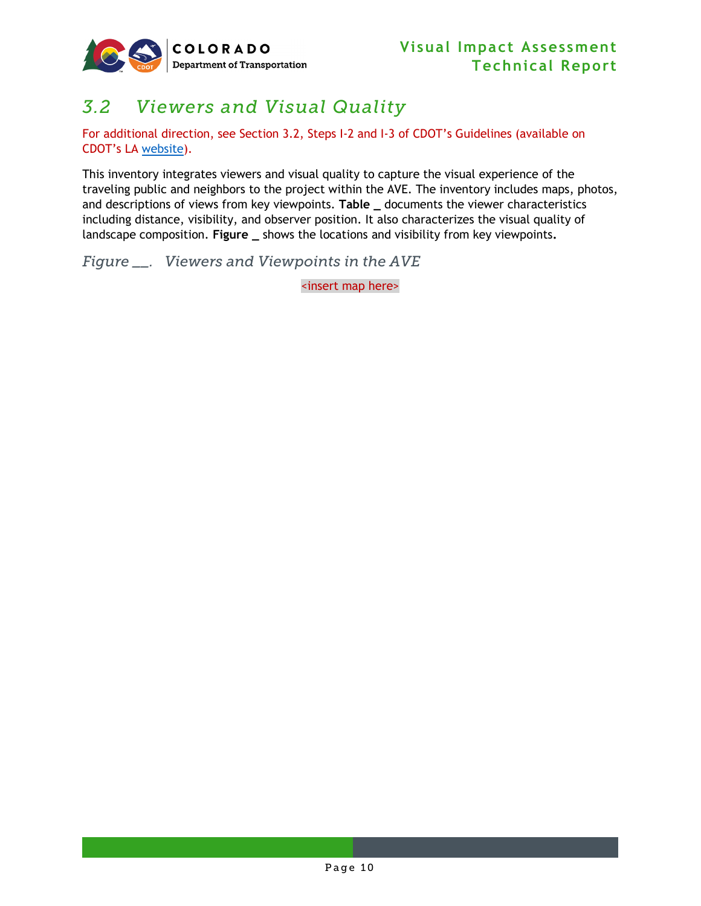## 3.2 Viewers and Visual Quality

For additional direction, see Section 3.2, Steps I-2 and I-3 of CDOT's Guidelines (available on CDOT's LA [website](website)).

This inventory integrates viewers and visual quality to capture the visual experience of the traveling public and neighbors to the project within the AVE. The inventory includes maps, photos, and descriptions of views from key viewpoints. **Table _** documents the viewer characteristics including distance, visibility, and observer position. It also characterizes the visual quality of landscape composition. **Figure _** shows the locations and visibility from key viewpoints.

*Figure __. Viewers and Viewpoints in the AVE*

<insert map here>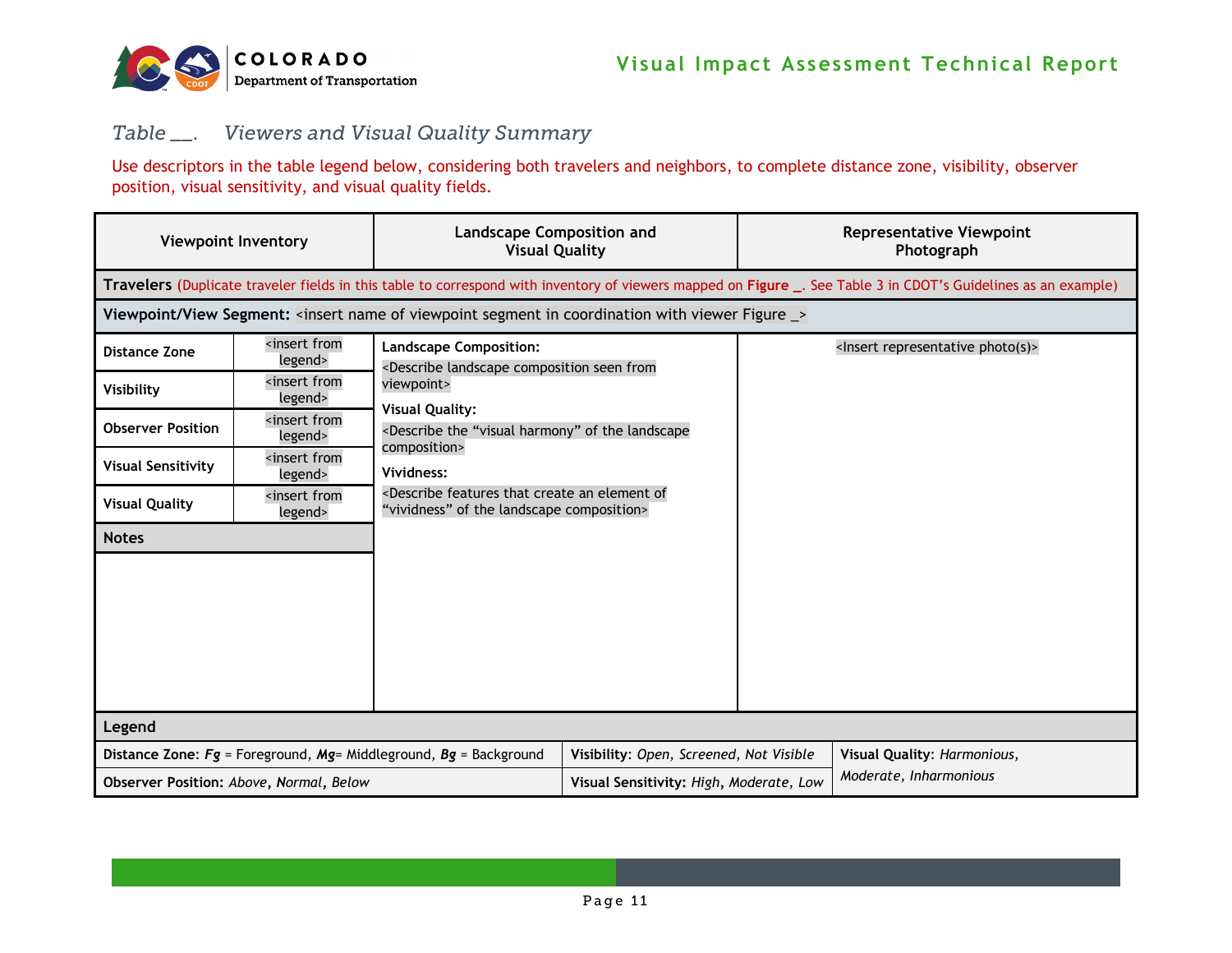*Table __. Viewers and Visual Quality Summary*

Use descriptors in the table legend below, considering both travelers and neighbors, to complete distance zone, visibility, observer position, visual sensitivity, and visual quality fields.

| Viewpoint Inventory | | Landscape Composition and Visual Quality | Representative Viewpoint Photograph |
|---|---|---|---|
| **Travelers** (Duplicate traveler fields in this table to correspond with inventory of viewers mapped on **Figure _**. See Table 3 in CDOT's Guidelines as an example) | | | |
| **Viewpoint/View Segment:** <insert name of viewpoint segment in coordination with viewer Figure _> | | | |
| **Distance Zone** | <insert from legend> | **Landscape Composition:** <Describe landscape composition seen from viewpoint> **Visual Quality:** <Describe the "visual harmony" of the landscape composition> **Vividness:** <Describe features that create an element of "vividness" of the landscape composition> | <Insert representative photo(s)> |
| **Visibility** | <insert from legend> | | |
| **Observer Position** | <insert from legend> | | |
| **Visual Sensitivity** | <insert from legend> | | |
| **Visual Quality** | <insert from legend> | | |
| **Notes** | | | |
| | | | |
| **Legend** | | | |
| **Distance Zone**: ***Fg*** = Foreground, ***Mg***= Middleground, ***Bg*** = Background | | **Visibility**: *Open*, *Screened*, *Not Visible* | **Visual Quality**: *Harmonious*, *Moderate*, *Inharmonious* |
| **Observer Position:** *Above*, *Normal*, *Below* | | **Visual Sensitivity:** *High*, *Moderate*, *Low* | |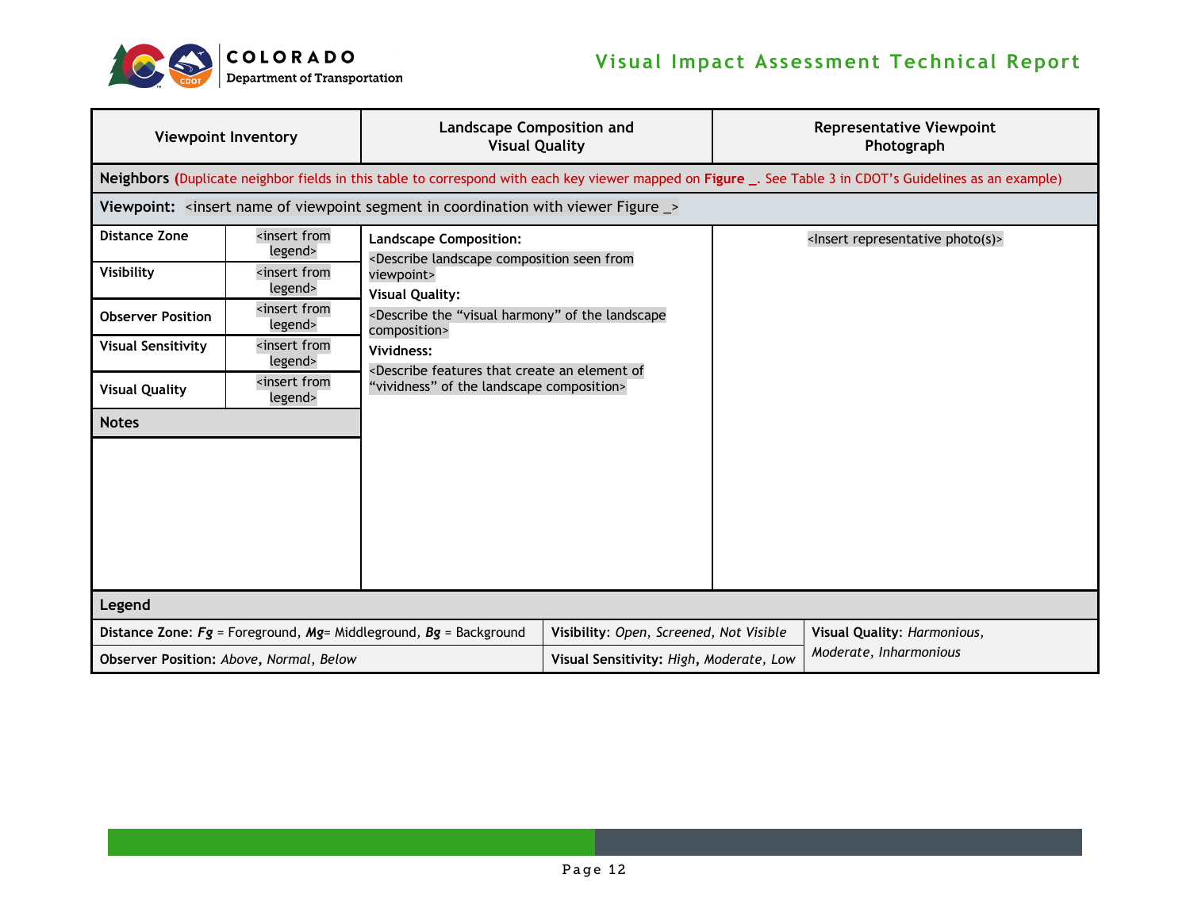| Viewpoint Inventory | | Landscape Composition and Visual Quality | Representative Viewpoint Photograph |
|---|---|---|---|
| **Neighbors** (Duplicate neighbor fields in this table to correspond with each key viewer mapped on **Figure _**. See Table 3 in CDOT's Guidelines as an example) | | | |
| **Viewpoint:** <insert name of viewpoint segment in coordination with viewer Figure _> | | | |
| **Distance Zone** | <insert from legend> | **Landscape Composition:** <Describe landscape composition seen from viewpoint> **Visual Quality:** <Describe the "visual harmony" of the landscape composition> **Vividness:** <Describe features that create an element of "vividness" of the landscape composition> | <Insert representative photo(s)> |
| **Visibility** | <insert from legend> | | |
| **Observer Position** | <insert from legend> | | |
| **Visual Sensitivity** | <insert from legend> | | |
| **Visual Quality** | <insert from legend> | | |
| **Notes** | | | |

| Legend | | |
|---|---|---|
| **Distance Zone**: ***Fg*** = Foreground, ***Mg***= Middleground, ***Bg*** = Background | **Visibility**: *Open, Screened, Not Visible* | **Visual Quality**: *Harmonious, Moderate, Inharmonious* |
| **Observer Position:** *Above, Normal, Below* | **Visual Sensitivity:** *High, Moderate, Low* | |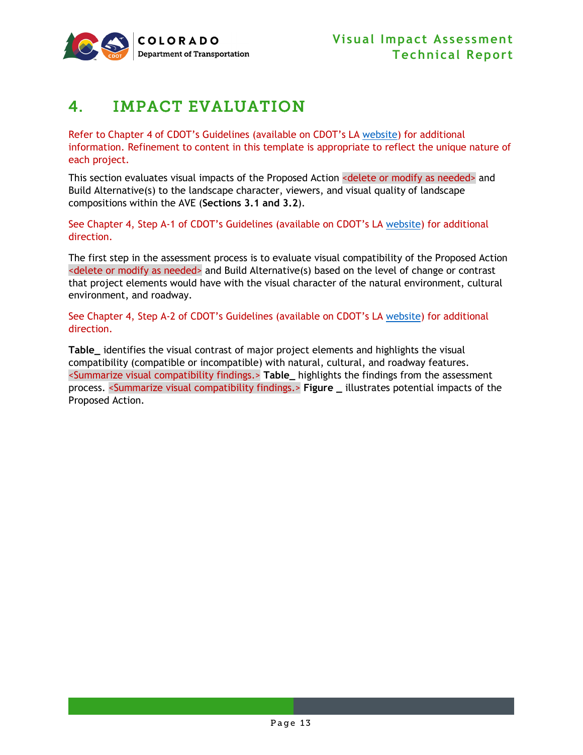# 4. IMPACT EVALUATION

Refer to Chapter 4 of CDOT's Guidelines (available on CDOT's LA website) for additional information. Refinement to content in this template is appropriate to reflect the unique nature of each project.

This section evaluates visual impacts of the Proposed Action <delete or modify as needed> and Build Alternative(s) to the landscape character, viewers, and visual quality of landscape compositions within the AVE (**Sections 3.1 and 3.2**).

See Chapter 4, Step A-1 of CDOT's Guidelines (available on CDOT's LA website) for additional direction.

The first step in the assessment process is to evaluate visual compatibility of the Proposed Action <delete or modify as needed> and Build Alternative(s) based on the level of change or contrast that project elements would have with the visual character of the natural environment, cultural environment, and roadway.

See Chapter 4, Step A-2 of CDOT's Guidelines (available on CDOT's LA website) for additional direction.

**Table_** identifies the visual contrast of major project elements and highlights the visual compatibility (compatible or incompatible) with natural, cultural, and roadway features. <Summarize visual compatibility findings.> **Table_** highlights the findings from the assessment process. <Summarize visual compatibility findings.> **Figure _** illustrates potential impacts of the Proposed Action.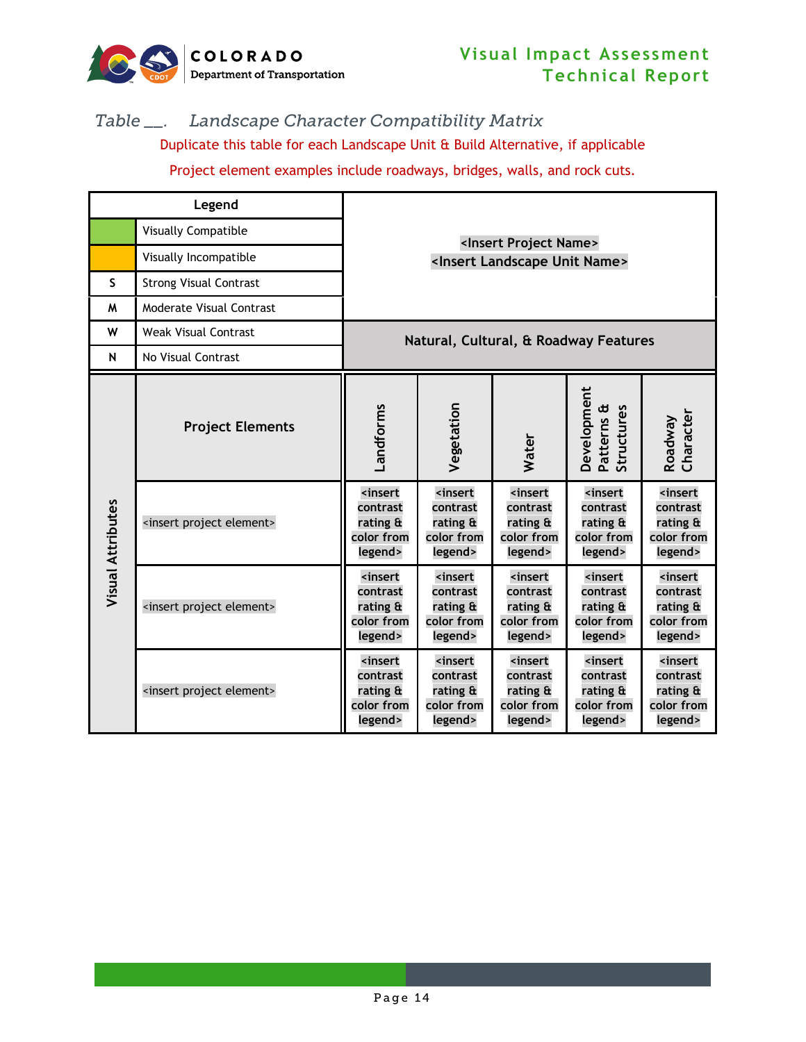*Table __. Landscape Character Compatibility Matrix*

Duplicate this table for each Landscape Unit & Build Alternative, if applicable

Project element examples include roadways, bridges, walls, and rock cuts.

| Legend | | <Insert Project Name> <Insert Landscape Unit Name> | | | | |
|---|---|---|---|---|---|---|
| (green) | Visually Compatible | | | | | |
| (yellow) | Visually Incompatible | | | | | |
| S | Strong Visual Contrast | | | | | |
| M | Moderate Visual Contrast | **Natural, Cultural, & Roadway Features** | | | | |
| W | Weak Visual Contrast | | | | | |
| N | No Visual Contrast | | | | | |
| **Visual Attributes** | **Project Elements** | **Landforms** | **Vegetation** | **Water** | **Development Patterns & Structures** | **Roadway Character** |
| | <insert project element> | **<insert contrast rating & color from legend>** | **<insert contrast rating & color from legend>** | **<insert contrast rating & color from legend>** | **<insert contrast rating & color from legend>** | **<insert contrast rating & color from legend>** |
| | <insert project element> | **<insert contrast rating & color from legend>** | **<insert contrast rating & color from legend>** | **<insert contrast rating & color from legend>** | **<insert contrast rating & color from legend>** | **<insert contrast rating & color from legend>** |
| | <insert project element> | **<insert contrast rating & color from legend>** | **<insert contrast rating & color from legend>** | **<insert contrast rating & color from legend>** | **<insert contrast rating & color from legend>** | **<insert contrast rating & color from legend>** |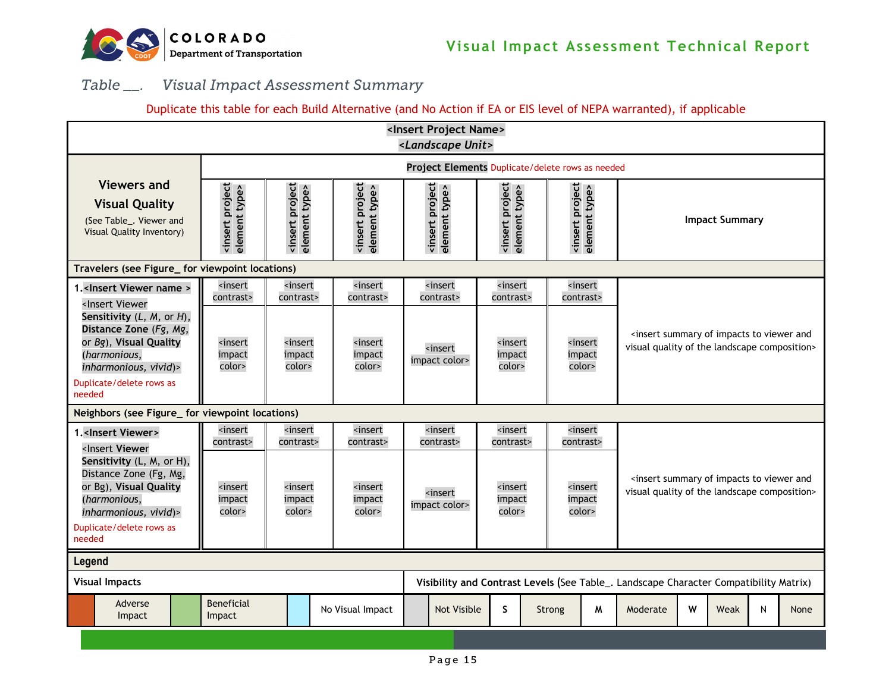*Table __. Visual Impact Assessment Summary*

Duplicate this table for each Build Alternative (and No Action if EA or EIS level of NEPA warranted), if applicable

| **<Insert Project Name>** *<Landscape Unit>* | | | | | | | |
|---|---|---|---|---|---|---|---|
| **Viewers and Visual Quality** (See Table_. Viewer and Visual Quality Inventory) | **Project Elements** Duplicate/delete rows as needed | | | | | | |
| | <insert project element type> | <insert project element type> | <insert project element type> | <insert project element type> | <insert project element type> | <insert project element type> | **Impact Summary** |
| **Travelers (see Figure_ for viewpoint locations)** | | | | | | | |
| **1. <Insert Viewer name >** <Insert Viewer **Sensitivity** (*L*, *M*, or *H*), **Distance Zone** (*Fg*, *Mg*, or *Bg*), **Visual Quality** (*harmonious*, *inharmonious*, *vivid*)> Duplicate/delete rows as needed | <insert contrast> | <insert contrast> | <insert contrast> | <insert contrast> | <insert contrast> | <insert contrast> | <insert summary of impacts to viewer and visual quality of the landscape composition> |
| | <insert impact color> | <insert impact color> | <insert impact color> | <insert impact color> | <insert impact color> | <insert impact color> | |
| **Neighbors (see Figure_ for viewpoint locations)** | | | | | | | |
| **1. <Insert Viewer>** <Insert Viewer **Sensitivity** (L, M, or H), Distance Zone (Fg, Mg, or Bg), **Visual Quality** (*harmonious*, *inharmonious*, *vivid*)> Duplicate/delete rows as needed | <insert contrast> | <insert contrast> | <insert contrast> | <insert contrast> | <insert contrast> | <insert contrast> | <insert summary of impacts to viewer and visual quality of the landscape composition> |
| | <insert impact color> | <insert impact color> | <insert impact color> | <insert impact color> | <insert impact color> | <insert impact color> | |

**Legend**

| **Visual Impacts** | | | | | | **Visibility and Contrast Levels** (See Table_. Landscape Character Compatibility Matrix) | | | | | | | | | |
|---|---|---|---|---|---|---|---|---|---|---|---|---|---|---|---|
| | Adverse Impact | | Beneficial Impact | | No Visual Impact | | Not Visible | **S** | Strong | **M** | Moderate | **W** | Weak | N | None |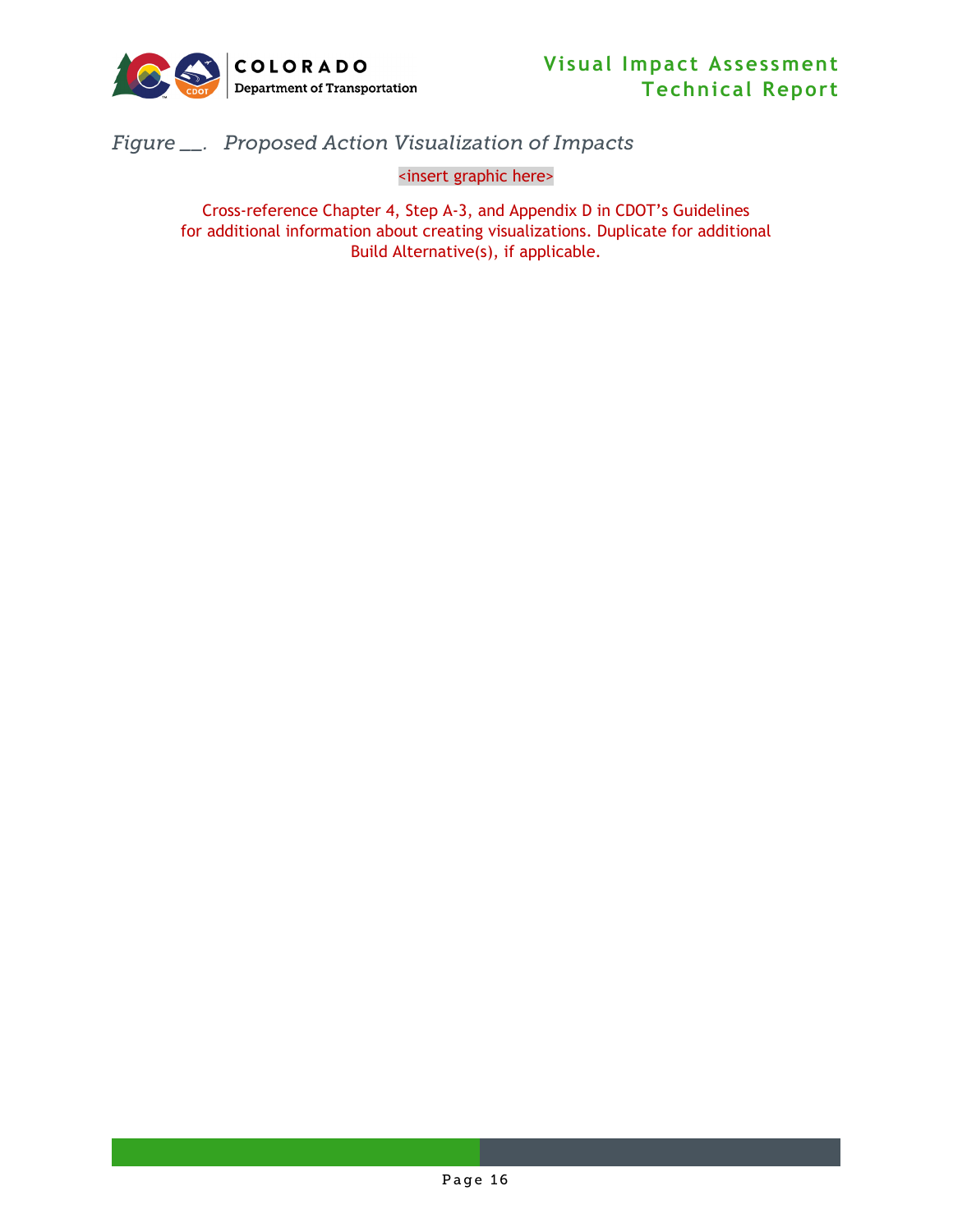*Figure __. Proposed Action Visualization of Impacts*

<insert graphic here>

Cross-reference Chapter 4, Step A-3, and Appendix D in CDOT's Guidelines for additional information about creating visualizations. Duplicate for additional Build Alternative(s), if applicable.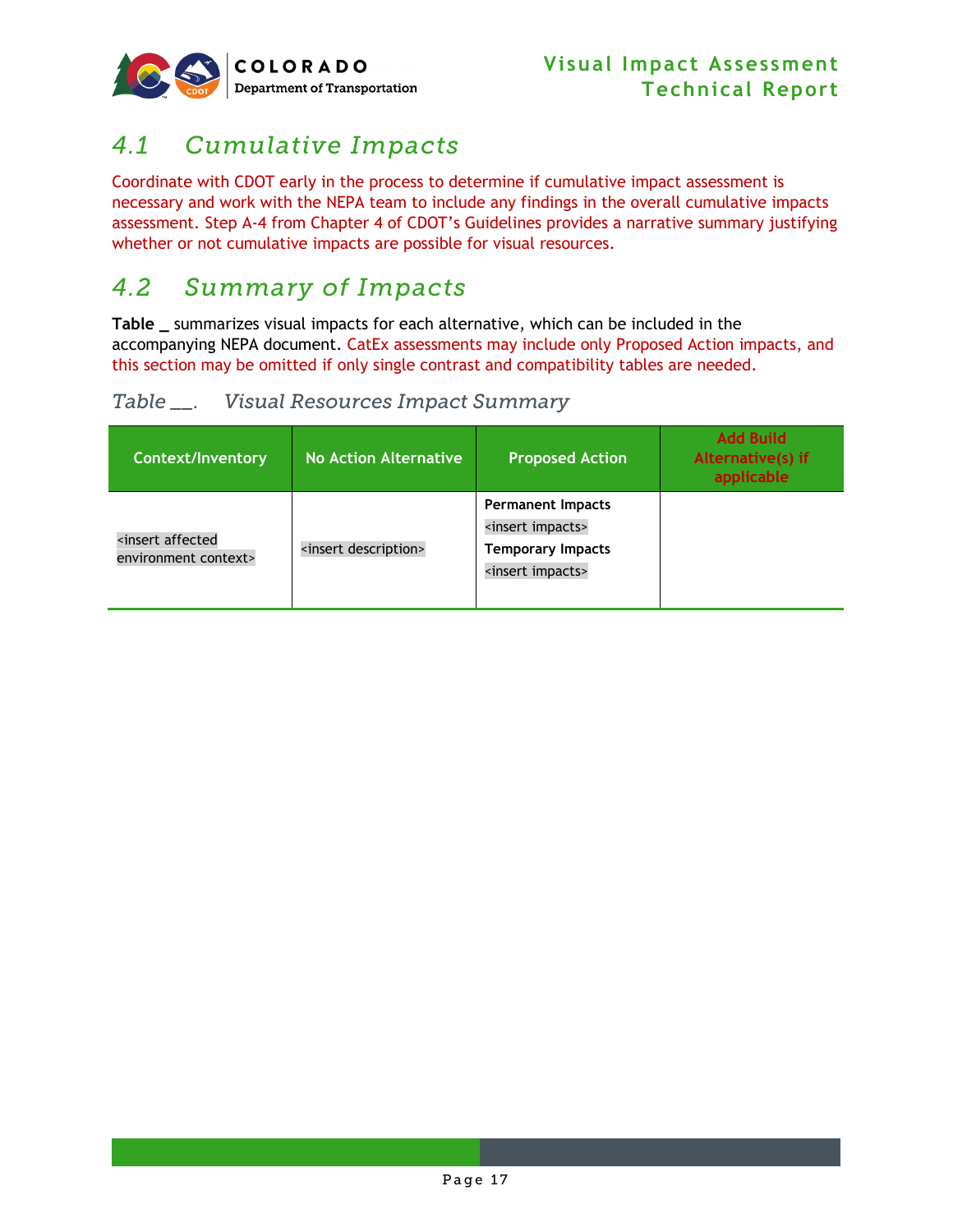## 4.1 Cumulative Impacts

Coordinate with CDOT early in the process to determine if cumulative impact assessment is necessary and work with the NEPA team to include any findings in the overall cumulative impacts assessment. Step A-4 from Chapter 4 of CDOT's Guidelines provides a narrative summary justifying whether or not cumulative impacts are possible for visual resources.

## 4.2 Summary of Impacts

**Table _** summarizes visual impacts for each alternative, which can be included in the accompanying NEPA document. CatEx assessments may include only Proposed Action impacts, and this section may be omitted if only single contrast and compatibility tables are needed.

*Table __. Visual Resources Impact Summary*

| Context/Inventory | No Action Alternative | Proposed Action | Add Build Alternative(s) if applicable |
|---|---|---|---|
| <insert affected environment context> | <insert description> | **Permanent Impacts** <insert impacts> **Temporary Impacts** <insert impacts> | |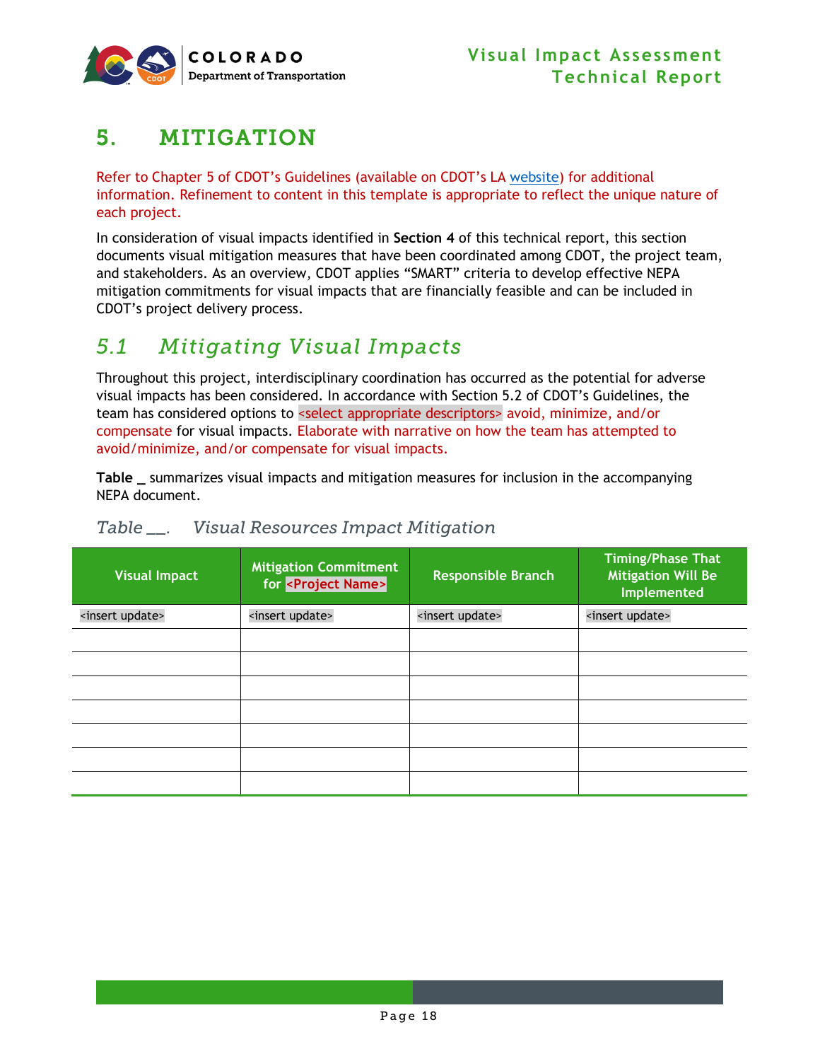# 5. MITIGATION

Refer to Chapter 5 of CDOT's Guidelines (available on CDOT's LA website) for additional information. Refinement to content in this template is appropriate to reflect the unique nature of each project.

In consideration of visual impacts identified in **Section 4** of this technical report, this section documents visual mitigation measures that have been coordinated among CDOT, the project team, and stakeholders. As an overview, CDOT applies "SMART" criteria to develop effective NEPA mitigation commitments for visual impacts that are financially feasible and can be included in CDOT's project delivery process.

## 5.1 Mitigating Visual Impacts

Throughout this project, interdisciplinary coordination has occurred as the potential for adverse visual impacts has been considered. In accordance with Section 5.2 of CDOT's Guidelines, the team has considered options to <select appropriate descriptors> avoid, minimize, and/or compensate for visual impacts. Elaborate with narrative on how the team has attempted to avoid/minimize, and/or compensate for visual impacts.

**Table _** summarizes visual impacts and mitigation measures for inclusion in the accompanying NEPA document.

*Table __. Visual Resources Impact Mitigation*

| Visual Impact | Mitigation Commitment for <Project Name> | Responsible Branch | Timing/Phase That Mitigation Will Be Implemented |
|---|---|---|---|
| <insert update> | <insert update> | <insert update> | <insert update> |
| | | | |
| | | | |
| | | | |
| | | | |
| | | | |
| | | | |
| | | | |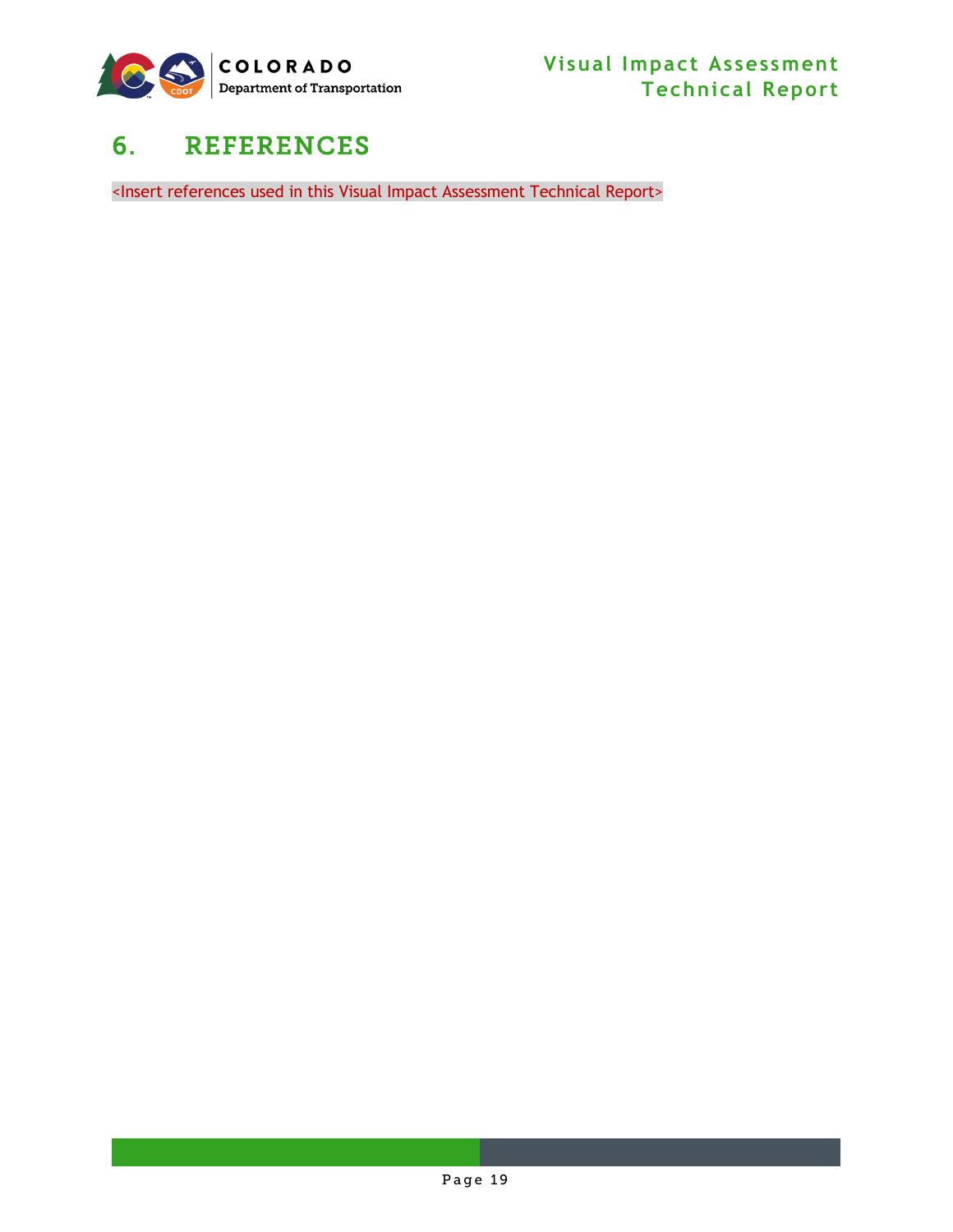# 6. REFERENCES

<Insert references used in this Visual Impact Assessment Technical Report>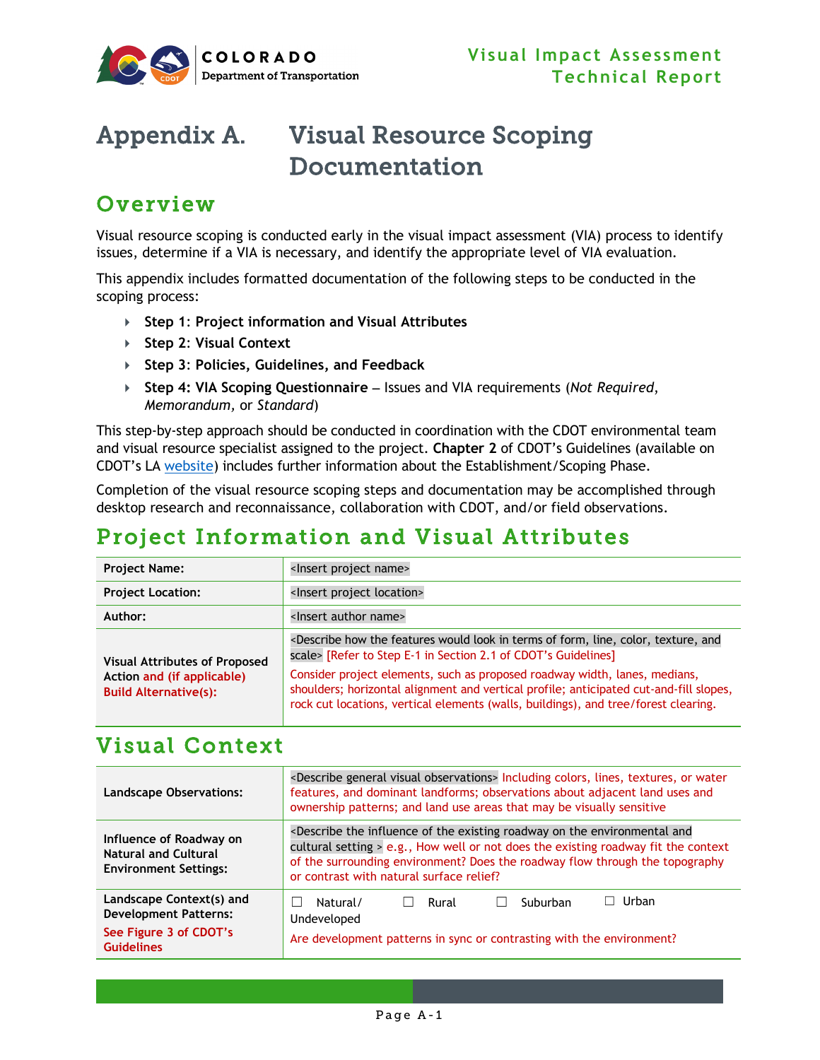# Appendix A. Visual Resource Scoping Documentation

## Overview

Visual resource scoping is conducted early in the visual impact assessment (VIA) process to identify issues, determine if a VIA is necessary, and identify the appropriate level of VIA evaluation.

This appendix includes formatted documentation of the following steps to be conducted in the scoping process:

- **Step 1: Project information and Visual Attributes**
- **Step 2: Visual Context**
- **Step 3: Policies, Guidelines, and Feedback**
- **Step 4: VIA Scoping Questionnaire** – Issues and VIA requirements (*Not Required*, *Memorandum,* or *Standard*)

This step-by-step approach should be conducted in coordination with the CDOT environmental team and visual resource specialist assigned to the project. **Chapter 2** of CDOT's Guidelines (available on CDOT's LA website) includes further information about the Establishment/Scoping Phase.

Completion of the visual resource scoping steps and documentation may be accomplished through desktop research and reconnaissance, collaboration with CDOT, and/or field observations.

## Project Information and Visual Attributes

| | |
|---|---|
| **Project Name:** | <Insert project name> |
| **Project Location:** | <Insert project location> |
| **Author:** | <Insert author name> |
| **Visual Attributes of Proposed Action and (if applicable) Build Alternative(s):** | <Describe how the features would look in terms of form, line, color, texture, and scale> [Refer to Step E-1 in Section 2.1 of CDOT's Guidelines]<br>Consider project elements, such as proposed roadway width, lanes, medians, shoulders; horizontal alignment and vertical profile; anticipated cut-and-fill slopes, rock cut locations, vertical elements (walls, buildings), and tree/forest clearing. |

## Visual Context

| | |
|---|---|
| **Landscape Observations:** | <Describe general visual observations> Including colors, lines, textures, or water features, and dominant landforms; observations about adjacent land uses and ownership patterns; and land use areas that may be visually sensitive |
| **Influence of Roadway on Natural and Cultural Environment Settings:** | <Describe the influence of the existing roadway on the environmental and cultural setting > e.g., How well or not does the existing roadway fit the context of the surrounding environment? Does the roadway flow through the topography or contrast with natural surface relief? |
| **Landscape Context(s) and Development Patterns:**<br>See Figure 3 of CDOT's Guidelines | ☐ Natural/ Undeveloped ☐ Rural ☐ Suburban ☐ Urban<br>Are development patterns in sync or contrasting with the environment? |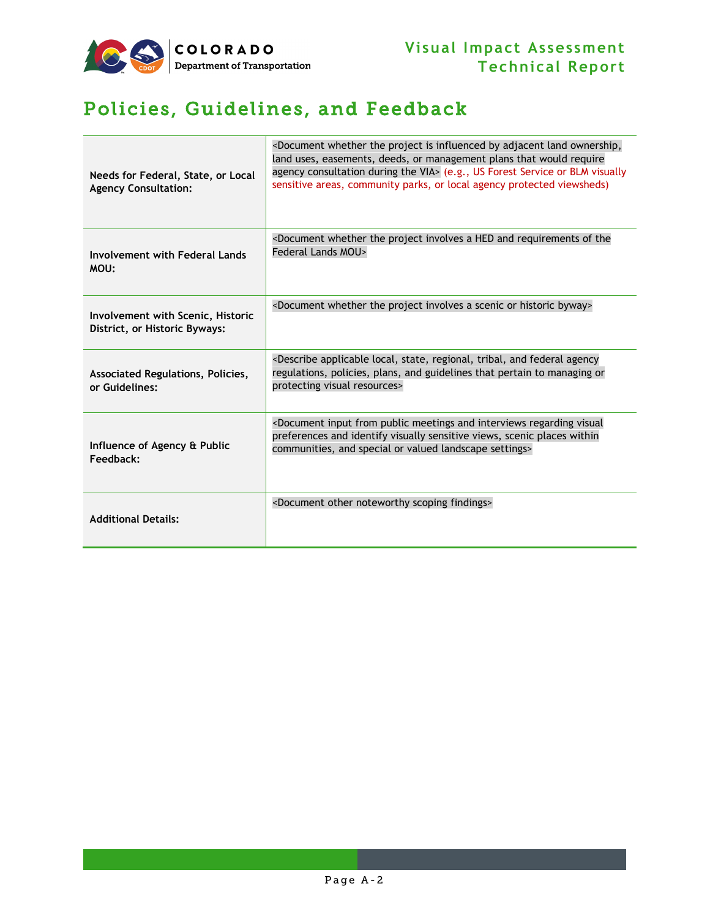# Policies, Guidelines, and Feedback

| | |
|---|---|
| **Needs for Federal, State, or Local Agency Consultation:** | <Document whether the project is influenced by adjacent land ownership, land uses, easements, deeds, or management plans that would require agency consultation during the VIA> (e.g., US Forest Service or BLM visually sensitive areas, community parks, or local agency protected viewsheds) |
| **Involvement with Federal Lands MOU:** | <Document whether the project involves a HED and requirements of the Federal Lands MOU> |
| **Involvement with Scenic, Historic District, or Historic Byways:** | <Document whether the project involves a scenic or historic byway> |
| **Associated Regulations, Policies, or Guidelines:** | <Describe applicable local, state, regional, tribal, and federal agency regulations, policies, plans, and guidelines that pertain to managing or protecting visual resources> |
| **Influence of Agency & Public Feedback:** | <Document input from public meetings and interviews regarding visual preferences and identify visually sensitive views, scenic places within communities, and special or valued landscape settings> |
| **Additional Details:** | <Document other noteworthy scoping findings> |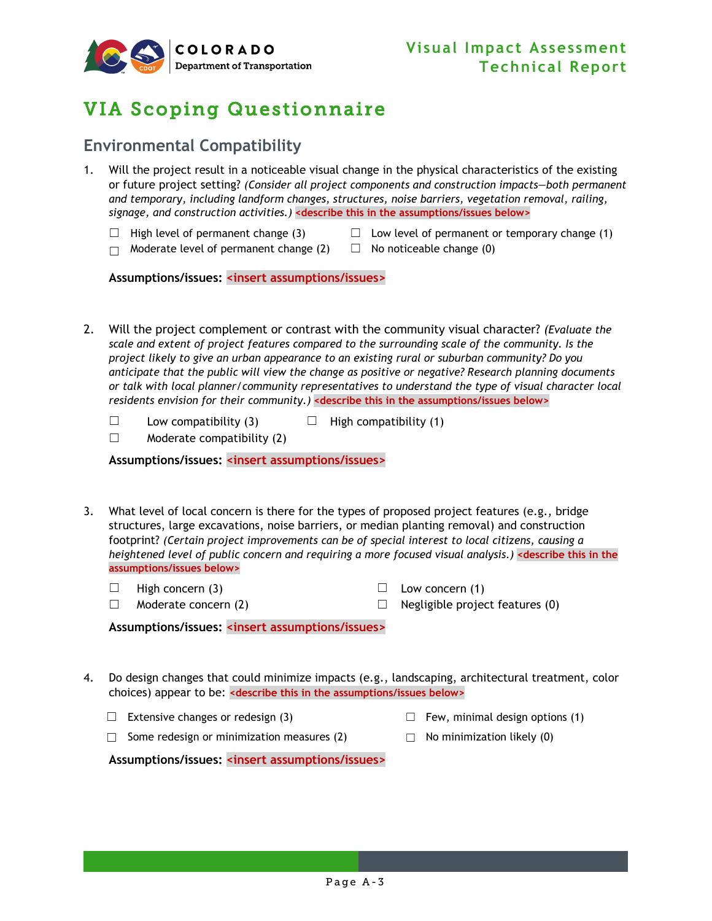# VIA Scoping Questionnaire

## Environmental Compatibility

1. Will the project result in a noticeable visual change in the physical characteristics of the existing or future project setting? *(Consider all project components and construction impacts—both permanent and temporary, including landform changes, structures, noise barriers, vegetation removal, railing, signage, and construction activities.)* **<describe this in the assumptions/issues below>**

   ☐ High level of permanent change (3)
   ☐ Moderate level of permanent change (2)
   ☐ Low level of permanent or temporary change (1)
   ☐ No noticeable change (0)

   **Assumptions/issues: <insert assumptions/issues>**

2. Will the project complement or contrast with the community visual character? *(Evaluate the scale and extent of project features compared to the surrounding scale of the community. Is the project likely to give an urban appearance to an existing rural or suburban community? Do you anticipate that the public will view the change as positive or negative? Research planning documents or talk with local planner/community representatives to understand the type of visual character local residents envision for their community.)* **<describe this in the assumptions/issues below>**

   ☐ Low compatibility (3)
   ☐ Moderate compatibility (2)
   ☐ High compatibility (1)

   **Assumptions/issues: <insert assumptions/issues>**

3. What level of local concern is there for the types of proposed project features (e.g., bridge structures, large excavations, noise barriers, or median planting removal) and construction footprint? *(Certain project improvements can be of special interest to local citizens, causing a heightened level of public concern and requiring a more focused visual analysis.)* **<describe this in the assumptions/issues below>**

   ☐ High concern (3)
   ☐ Moderate concern (2)
   ☐ Low concern (1)
   ☐ Negligible project features (0)

   **Assumptions/issues: <insert assumptions/issues>**

4. Do design changes that could minimize impacts (e.g., landscaping, architectural treatment, color choices) appear to be: **<describe this in the assumptions/issues below>**

   ☐ Extensive changes or redesign (3)
   ☐ Some redesign or minimization measures (2)
   ☐ Few, minimal design options (1)
   ☐ No minimization likely (0)

   **Assumptions/issues: <insert assumptions/issues>**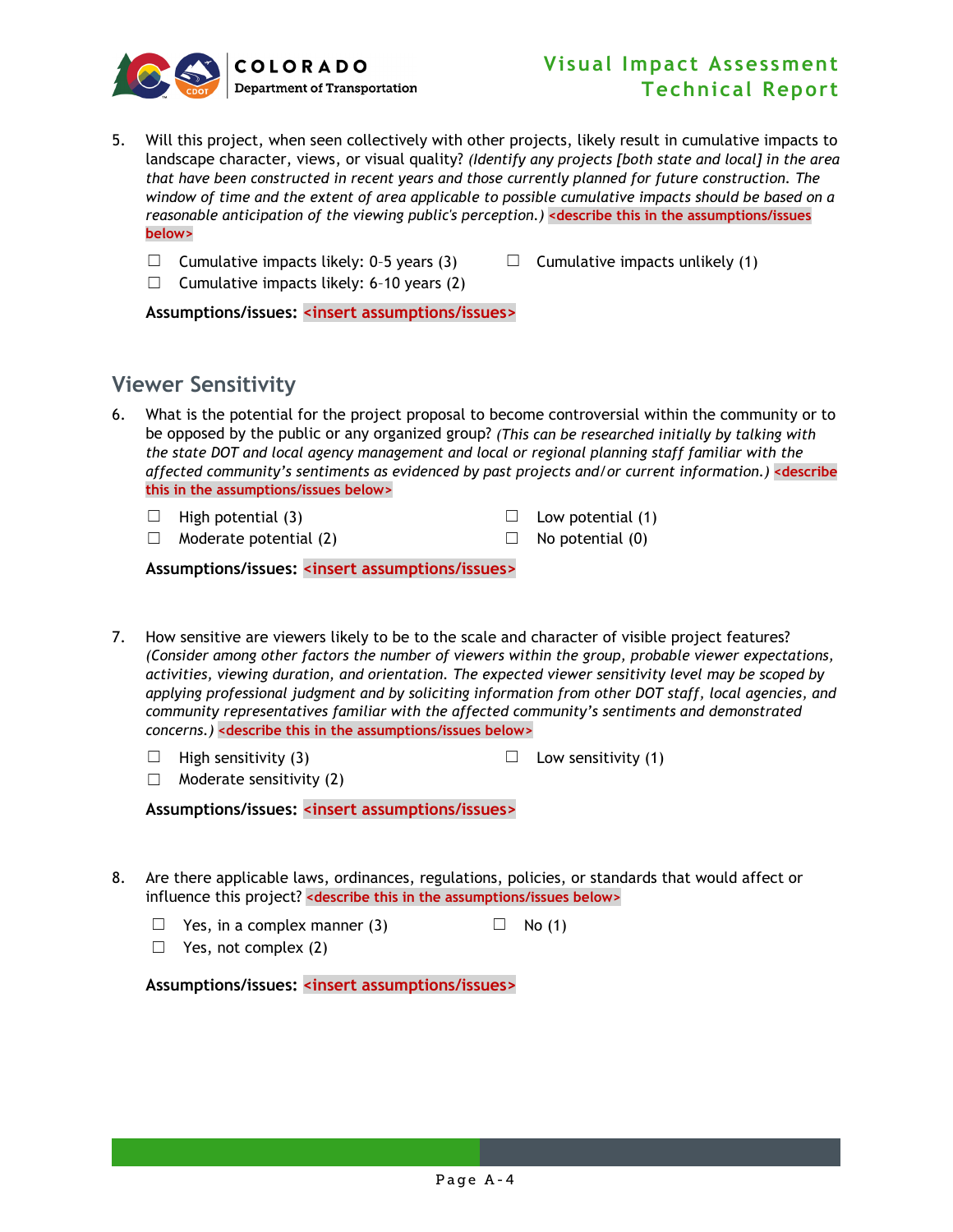5. Will this project, when seen collectively with other projects, likely result in cumulative impacts to landscape character, views, or visual quality? *(Identify any projects [both state and local] in the area that have been constructed in recent years and those currently planned for future construction. The window of time and the extent of area applicable to possible cumulative impacts should be based on a reasonable anticipation of the viewing public's perception.)* <describe this in the assumptions/issues below>

   ☐ Cumulative impacts likely: 0–5 years (3)
   ☐ Cumulative impacts likely: 6–10 years (2)
   ☐ Cumulative impacts unlikely (1)

   **Assumptions/issues:** <insert assumptions/issues>

## Viewer Sensitivity

6. What is the potential for the project proposal to become controversial within the community or to be opposed by the public or any organized group? *(This can be researched initially by talking with the state DOT and local agency management and local or regional planning staff familiar with the affected community's sentiments as evidenced by past projects and/or current information.)* <describe this in the assumptions/issues below>

   ☐ High potential (3)
   ☐ Moderate potential (2)
   ☐ Low potential (1)
   ☐ No potential (0)

   **Assumptions/issues:** <insert assumptions/issues>

7. How sensitive are viewers likely to be to the scale and character of visible project features? *(Consider among other factors the number of viewers within the group, probable viewer expectations, activities, viewing duration, and orientation. The expected viewer sensitivity level may be scoped by applying professional judgment and by soliciting information from other DOT staff, local agencies, and community representatives familiar with the affected community's sentiments and demonstrated concerns.)* <describe this in the assumptions/issues below>

   ☐ High sensitivity (3)
   ☐ Moderate sensitivity (2)
   ☐ Low sensitivity (1)

   **Assumptions/issues:** <insert assumptions/issues>

8. Are there applicable laws, ordinances, regulations, policies, or standards that would affect or influence this project? <describe this in the assumptions/issues below>

   ☐ Yes, in a complex manner (3)
   ☐ Yes, not complex (2)
   ☐ No (1)

   **Assumptions/issues:** <insert assumptions/issues>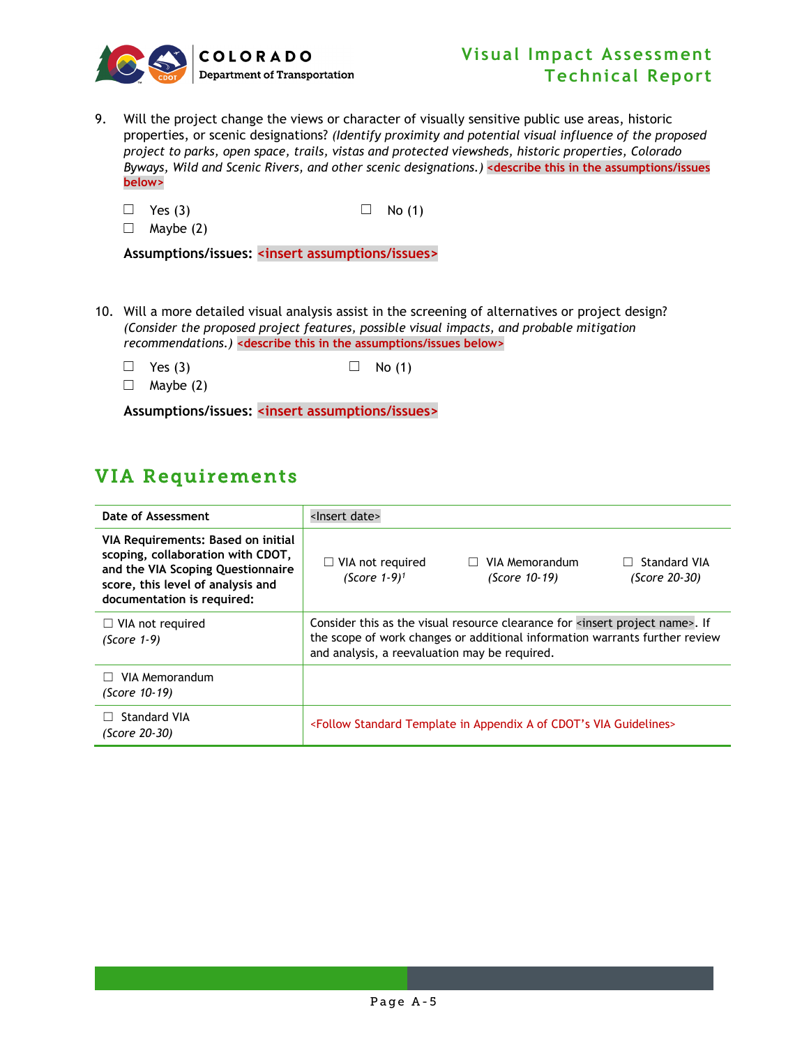9. Will the project change the views or character of visually sensitive public use areas, historic properties, or scenic designations? *(Identify proximity and potential visual influence of the proposed project to parks, open space, trails, vistas and protected viewsheds, historic properties, Colorado Byways, Wild and Scenic Rivers, and other scenic designations.)* **<describe this in the assumptions/issues below>**

   ☐ Yes (3) ☐ No (1)
   ☐ Maybe (2)

   **Assumptions/issues: <insert assumptions/issues>**

10. Will a more detailed visual analysis assist in the screening of alternatives or project design? *(Consider the proposed project features, possible visual impacts, and probable mitigation recommendations.)* **<describe this in the assumptions/issues below>**

    ☐ Yes (3) ☐ No (1)
    ☐ Maybe (2)

    **Assumptions/issues: <insert assumptions/issues>**

## VIA Requirements

| **Date of Assessment** | <Insert date> |
|---|---|
| **VIA Requirements: Based on initial scoping, collaboration with CDOT, and the VIA Scoping Questionnaire score, this level of analysis and documentation is required:** | ☐ VIA not required *(Score 1-9)*[1] ☐ VIA Memorandum *(Score 10-19)* ☐ Standard VIA *(Score 20-30)* |
| ☐ VIA not required *(Score 1-9)* | Consider this as the visual resource clearance for <insert project name>. If the scope of work changes or additional information warrants further review and analysis, a reevaluation may be required. |
| ☐ VIA Memorandum *(Score 10-19)* | |
| ☐ Standard VIA *(Score 20-30)* | <Follow Standard Template in Appendix A of CDOT's VIA Guidelines> |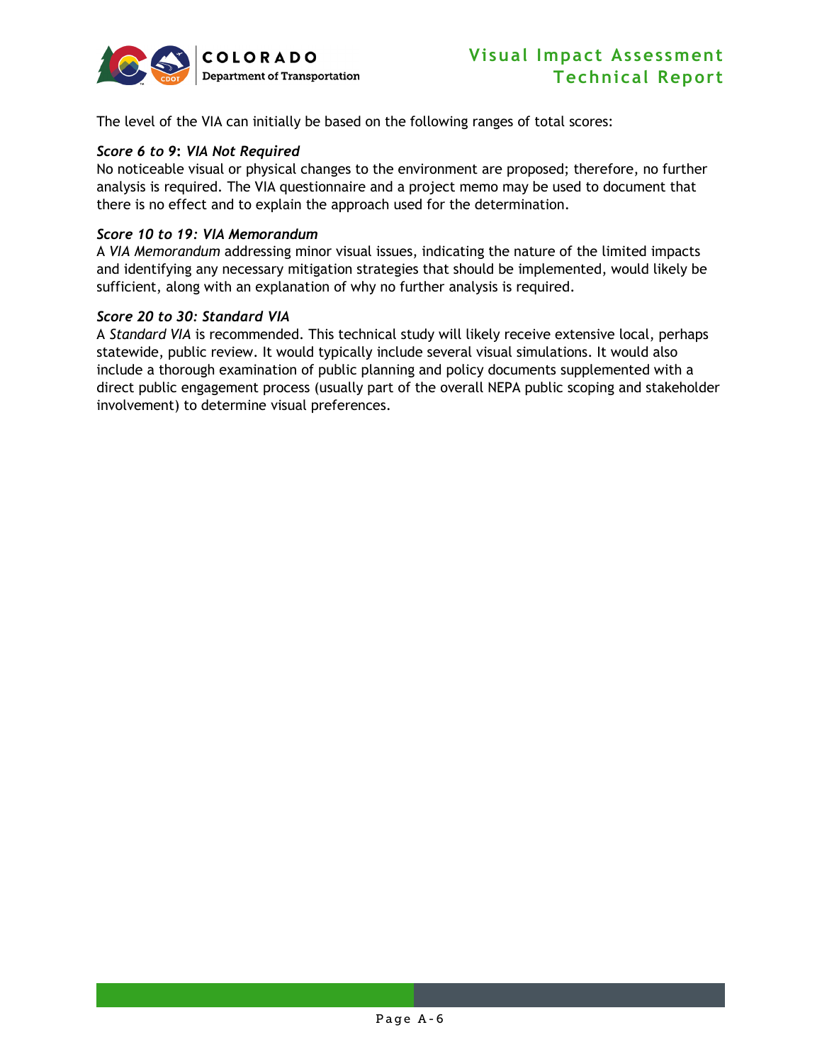The level of the VIA can initially be based on the following ranges of total scores:

***Score 6 to 9*: *VIA Not Required***
No noticeable visual or physical changes to the environment are proposed; therefore, no further analysis is required. The VIA questionnaire and a project memo may be used to document that there is no effect and to explain the approach used for the determination.

***Score 10 to 19: VIA Memorandum***
A *VIA Memorandum* addressing minor visual issues, indicating the nature of the limited impacts and identifying any necessary mitigation strategies that should be implemented, would likely be sufficient, along with an explanation of why no further analysis is required.

***Score 20 to 30: Standard VIA***
A *Standard VIA* is recommended. This technical study will likely receive extensive local, perhaps statewide, public review. It would typically include several visual simulations. It would also include a thorough examination of public planning and policy documents supplemented with a direct public engagement process (usually part of the overall NEPA public scoping and stakeholder involvement) to determine visual preferences.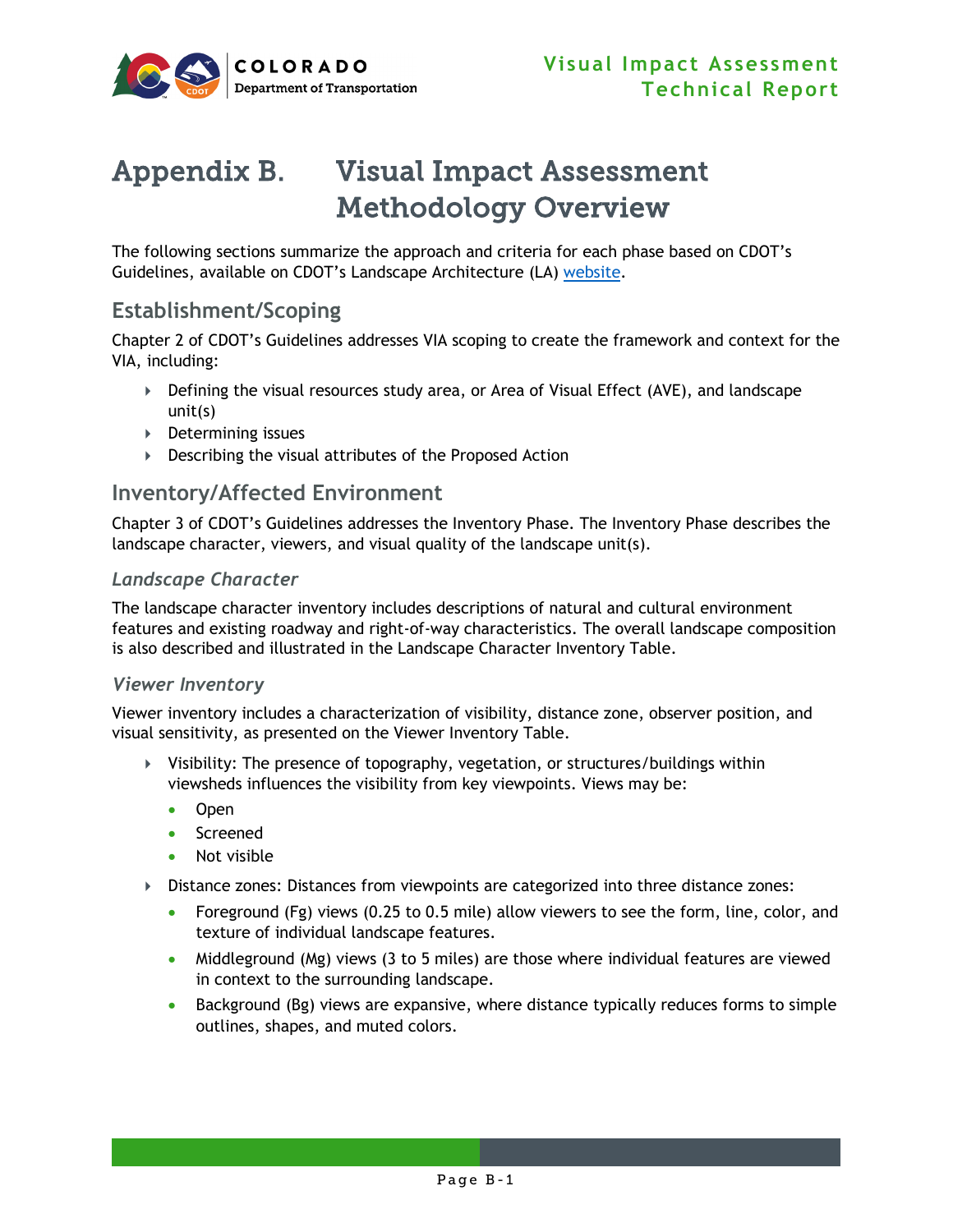# Appendix B. Visual Impact Assessment Methodology Overview

The following sections summarize the approach and criteria for each phase based on CDOT's Guidelines, available on CDOT's Landscape Architecture (LA) website.

## Establishment/Scoping

Chapter 2 of CDOT's Guidelines addresses VIA scoping to create the framework and context for the VIA, including:

- Defining the visual resources study area, or Area of Visual Effect (AVE), and landscape unit(s)
- Determining issues
- Describing the visual attributes of the Proposed Action

## Inventory/Affected Environment

Chapter 3 of CDOT's Guidelines addresses the Inventory Phase. The Inventory Phase describes the landscape character, viewers, and visual quality of the landscape unit(s).

### *Landscape Character*

The landscape character inventory includes descriptions of natural and cultural environment features and existing roadway and right-of-way characteristics. The overall landscape composition is also described and illustrated in the Landscape Character Inventory Table.

### *Viewer Inventory*

Viewer inventory includes a characterization of visibility, distance zone, observer position, and visual sensitivity, as presented on the Viewer Inventory Table.

- Visibility: The presence of topography, vegetation, or structures/buildings within viewsheds influences the visibility from key viewpoints. Views may be:
  - Open
  - Screened
  - Not visible
- Distance zones: Distances from viewpoints are categorized into three distance zones:
  - Foreground (Fg) views (0.25 to 0.5 mile) allow viewers to see the form, line, color, and texture of individual landscape features.
  - Middleground (Mg) views (3 to 5 miles) are those where individual features are viewed in context to the surrounding landscape.
  - Background (Bg) views are expansive, where distance typically reduces forms to simple outlines, shapes, and muted colors.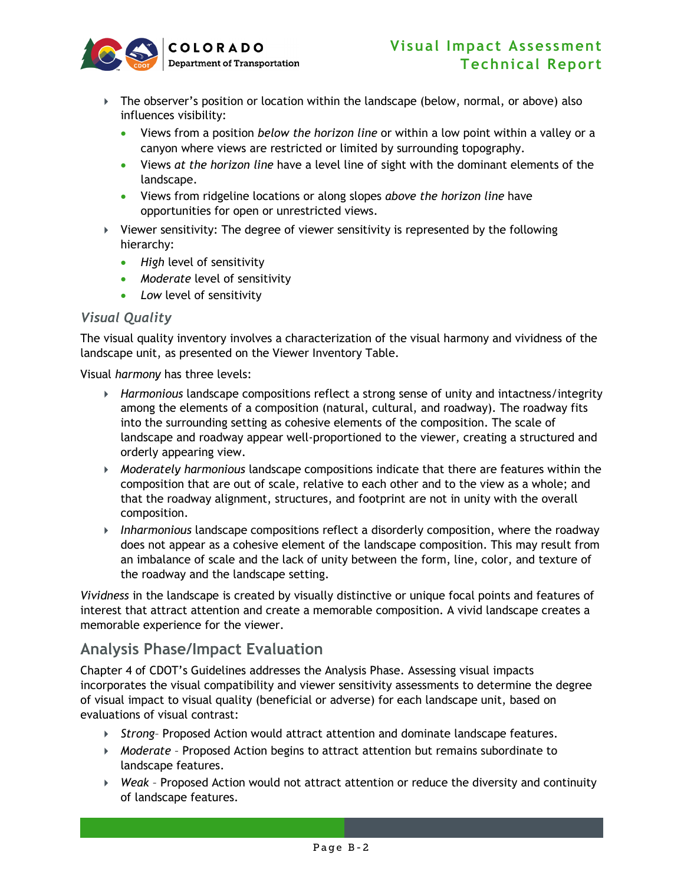- The observer's position or location within the landscape (below, normal, or above) also influences visibility:
  - Views from a position *below the horizon line* or within a low point within a valley or a canyon where views are restricted or limited by surrounding topography.
  - Views *at the horizon line* have a level line of sight with the dominant elements of the landscape.
  - Views from ridgeline locations or along slopes *above the horizon line* have opportunities for open or unrestricted views.
- Viewer sensitivity: The degree of viewer sensitivity is represented by the following hierarchy:
  - *High* level of sensitivity
  - *Moderate* level of sensitivity
  - *Low* level of sensitivity

### *Visual Quality*

The visual quality inventory involves a characterization of the visual harmony and vividness of the landscape unit, as presented on the Viewer Inventory Table.

Visual *harmony* has three levels:

- *Harmonious* landscape compositions reflect a strong sense of unity and intactness/integrity among the elements of a composition (natural, cultural, and roadway). The roadway fits into the surrounding setting as cohesive elements of the composition. The scale of landscape and roadway appear well-proportioned to the viewer, creating a structured and orderly appearing view.
- *Moderately harmonious* landscape compositions indicate that there are features within the composition that are out of scale, relative to each other and to the view as a whole; and that the roadway alignment, structures, and footprint are not in unity with the overall composition.
- *Inharmonious* landscape compositions reflect a disorderly composition, where the roadway does not appear as a cohesive element of the landscape composition. This may result from an imbalance of scale and the lack of unity between the form, line, color, and texture of the roadway and the landscape setting.

*Vividness* in the landscape is created by visually distinctive or unique focal points and features of interest that attract attention and create a memorable composition. A vivid landscape creates a memorable experience for the viewer.

## Analysis Phase/Impact Evaluation

Chapter 4 of CDOT's Guidelines addresses the Analysis Phase. Assessing visual impacts incorporates the visual compatibility and viewer sensitivity assessments to determine the degree of visual impact to visual quality (beneficial or adverse) for each landscape unit, based on evaluations of visual contrast:

- *Strong*– Proposed Action would attract attention and dominate landscape features.
- *Moderate* – Proposed Action begins to attract attention but remains subordinate to landscape features.
- *Weak* – Proposed Action would not attract attention or reduce the diversity and continuity of landscape features.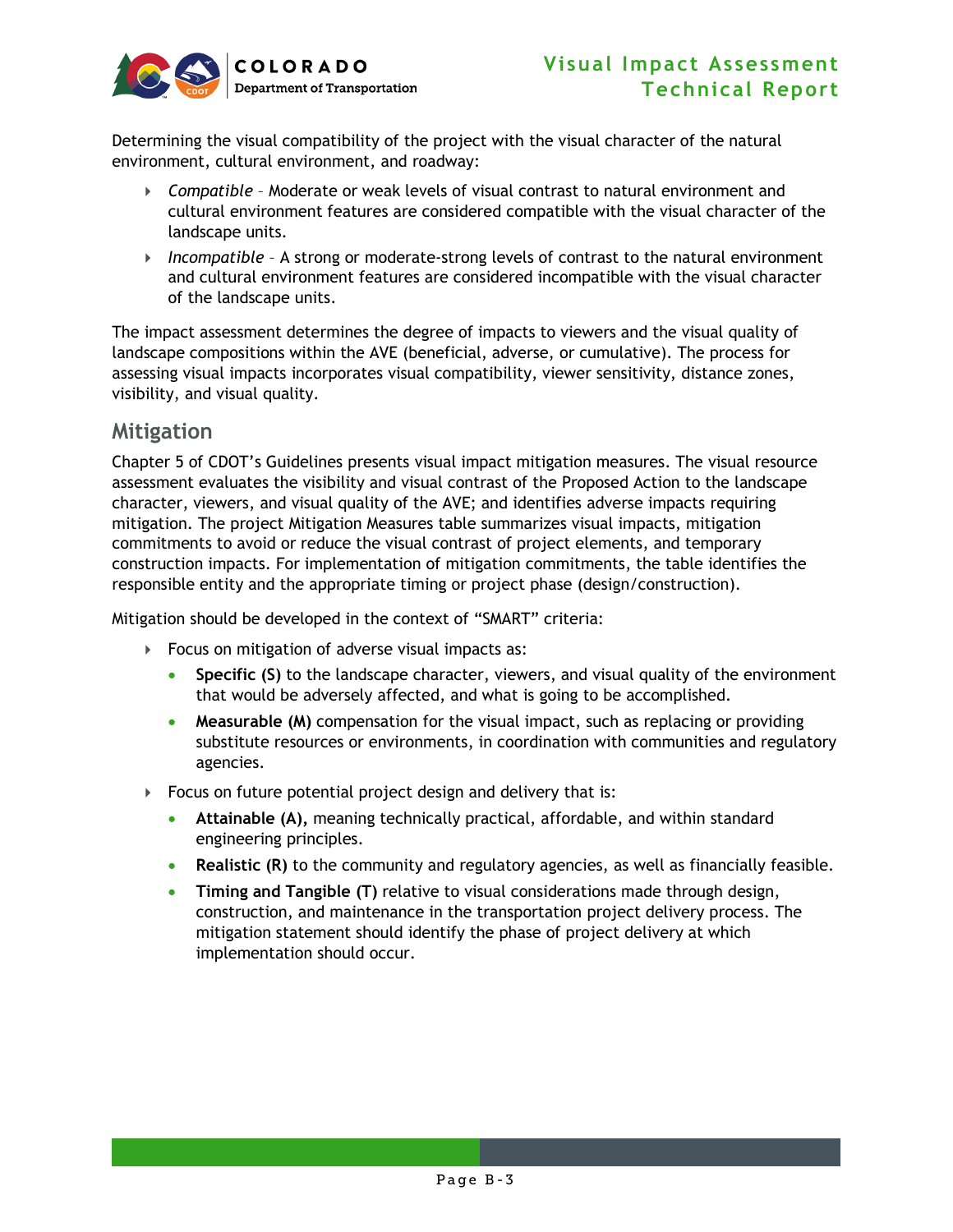Determining the visual compatibility of the project with the visual character of the natural environment, cultural environment, and roadway:

- *Compatible* – Moderate or weak levels of visual contrast to natural environment and cultural environment features are considered compatible with the visual character of the landscape units.
- *Incompatible* – A strong or moderate-strong levels of contrast to the natural environment and cultural environment features are considered incompatible with the visual character of the landscape units.

The impact assessment determines the degree of impacts to viewers and the visual quality of landscape compositions within the AVE (beneficial, adverse, or cumulative). The process for assessing visual impacts incorporates visual compatibility, viewer sensitivity, distance zones, visibility, and visual quality.

## Mitigation

Chapter 5 of CDOT's Guidelines presents visual impact mitigation measures. The visual resource assessment evaluates the visibility and visual contrast of the Proposed Action to the landscape character, viewers, and visual quality of the AVE; and identifies adverse impacts requiring mitigation. The project Mitigation Measures table summarizes visual impacts, mitigation commitments to avoid or reduce the visual contrast of project elements, and temporary construction impacts. For implementation of mitigation commitments, the table identifies the responsible entity and the appropriate timing or project phase (design/construction).

Mitigation should be developed in the context of "SMART" criteria:

- Focus on mitigation of adverse visual impacts as:
  - **Specific (S)** to the landscape character, viewers, and visual quality of the environment that would be adversely affected, and what is going to be accomplished.
  - **Measurable (M)** compensation for the visual impact, such as replacing or providing substitute resources or environments, in coordination with communities and regulatory agencies.
- Focus on future potential project design and delivery that is:
  - **Attainable (A),** meaning technically practical, affordable, and within standard engineering principles.
  - **Realistic (R)** to the community and regulatory agencies, as well as financially feasible.
  - **Timing and Tangible (T)** relative to visual considerations made through design, construction, and maintenance in the transportation project delivery process. The mitigation statement should identify the phase of project delivery at which implementation should occur.